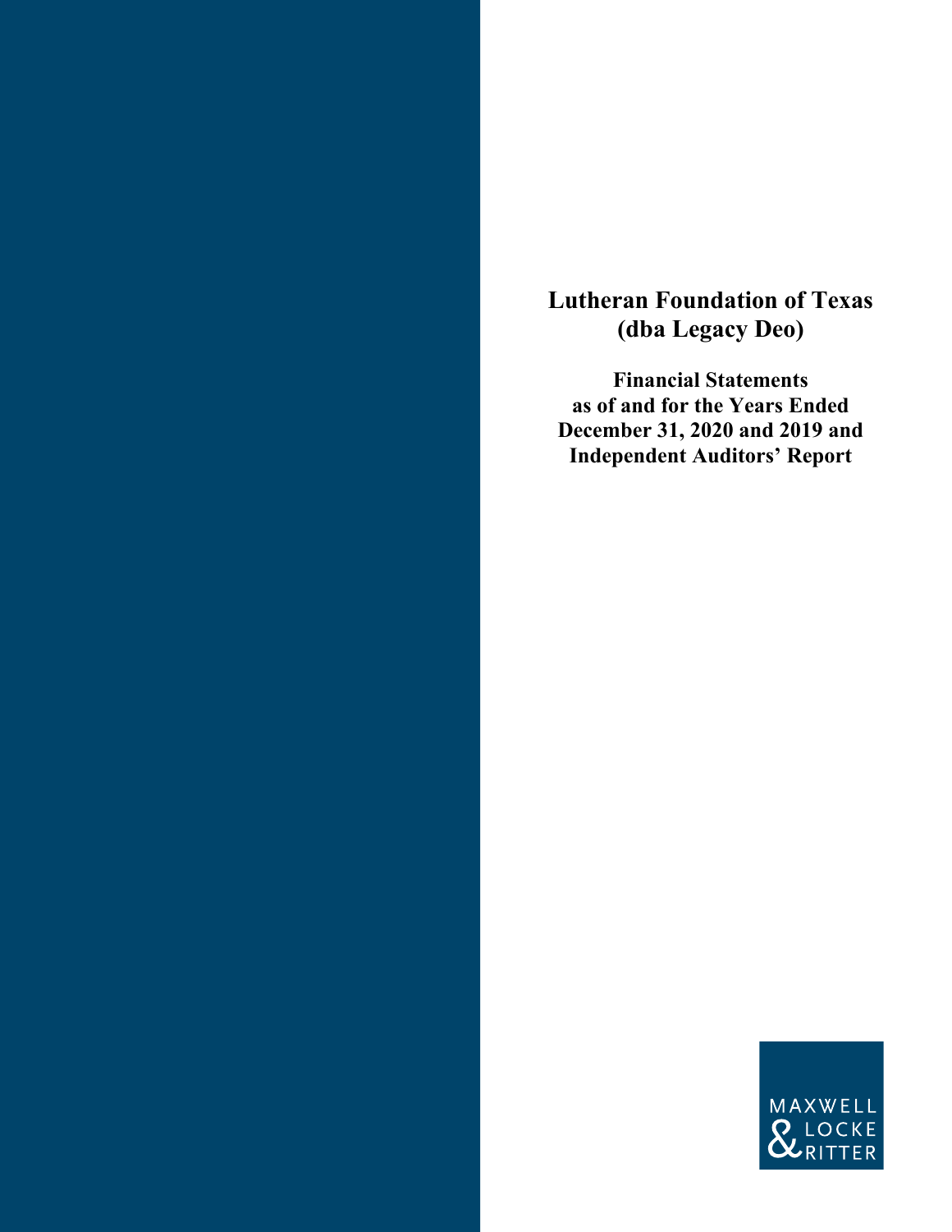# Lutheran Foundation of Texas (dba Legacy Deo)

**Financial Statements as of and for the Years Ended December 31, 2020 and 2019 and Independent Auditors' Report**

MAXWELL & LOCKE & RITTER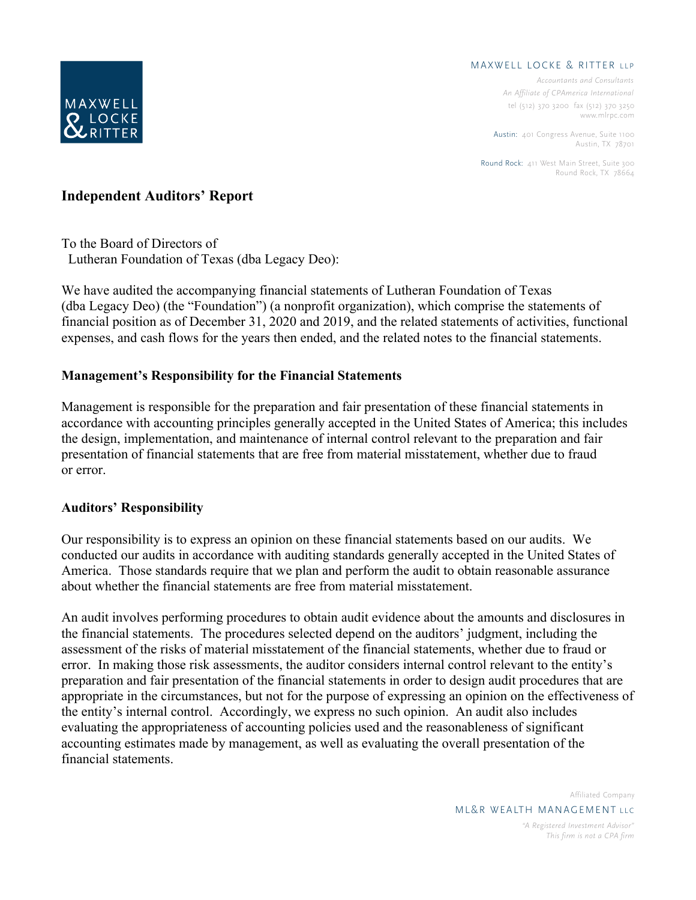MAXWELL LOCKE & RITTER LLP

*Accountants and Consultants*
*An Affiliate of CPAmerica International*
tel (512) 370 3200 fax (512) 370 3250
www.mlrpc.com

Austin: 401 Congress Avenue, Suite 1100
Austin, TX 78701

Round Rock: 411 West Main Street, Suite 300
Round Rock, TX 78664

# Independent Auditors' Report

To the Board of Directors of
Lutheran Foundation of Texas (dba Legacy Deo):

We have audited the accompanying financial statements of Lutheran Foundation of Texas (dba Legacy Deo) (the "Foundation") (a nonprofit organization), which comprise the statements of financial position as of December 31, 2020 and 2019, and the related statements of activities, functional expenses, and cash flows for the years then ended, and the related notes to the financial statements.

## Management's Responsibility for the Financial Statements

Management is responsible for the preparation and fair presentation of these financial statements in accordance with accounting principles generally accepted in the United States of America; this includes the design, implementation, and maintenance of internal control relevant to the preparation and fair presentation of financial statements that are free from material misstatement, whether due to fraud or error.

## Auditors' Responsibility

Our responsibility is to express an opinion on these financial statements based on our audits. We conducted our audits in accordance with auditing standards generally accepted in the United States of America. Those standards require that we plan and perform the audit to obtain reasonable assurance about whether the financial statements are free from material misstatement.

An audit involves performing procedures to obtain audit evidence about the amounts and disclosures in the financial statements. The procedures selected depend on the auditors' judgment, including the assessment of the risks of material misstatement of the financial statements, whether due to fraud or error. In making those risk assessments, the auditor considers internal control relevant to the entity's preparation and fair presentation of the financial statements in order to design audit procedures that are appropriate in the circumstances, but not for the purpose of expressing an opinion on the effectiveness of the entity's internal control. Accordingly, we express no such opinion. An audit also includes evaluating the appropriateness of accounting policies used and the reasonableness of significant accounting estimates made by management, as well as evaluating the overall presentation of the financial statements.

Affiliated Company
ML&R WEALTH MANAGEMENT LLC
*"A Registered Investment Advisor"*
*This firm is not a CPA firm*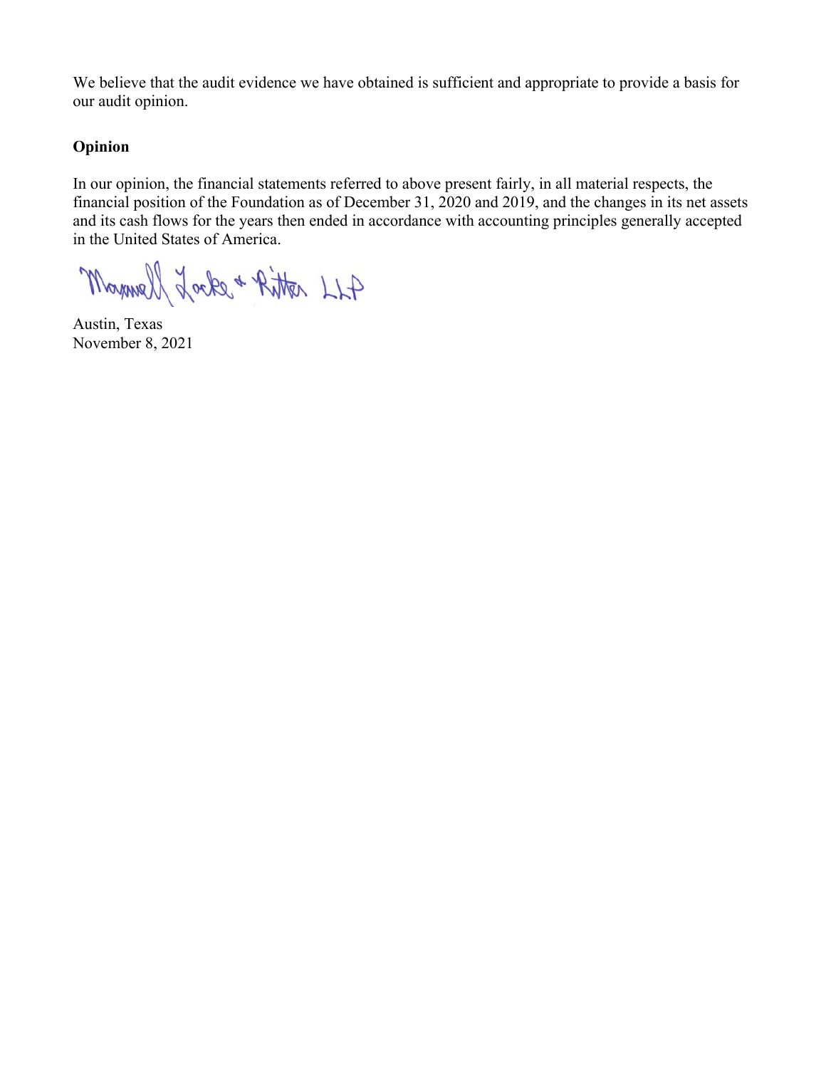We believe that the audit evidence we have obtained is sufficient and appropriate to provide a basis for our audit opinion.

**Opinion**

In our opinion, the financial statements referred to above present fairly, in all material respects, the financial position of the Foundation as of December 31, 2020 and 2019, and the changes in its net assets and its cash flows for the years then ended in accordance with accounting principles generally accepted in the United States of America.

Maxwell Locke & Ritter LLP

Austin, Texas
November 8, 2021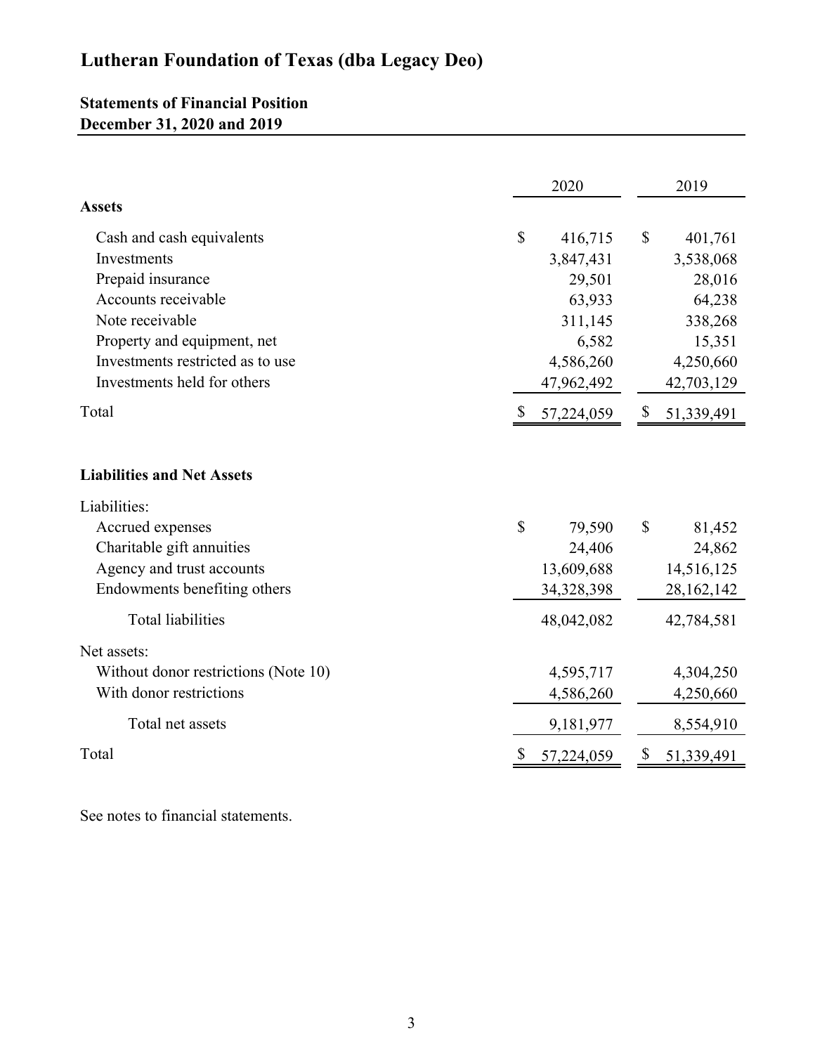# Lutheran Foundation of Texas (dba Legacy Deo)

## Statements of Financial Position
## December 31, 2020 and 2019

| | 2020 | 2019 |
|---|---|---|
| **Assets** | | |
| Cash and cash equivalents | $ 416,715 | $ 401,761 |
| Investments | 3,847,431 | 3,538,068 |
| Prepaid insurance | 29,501 | 28,016 |
| Accounts receivable | 63,933 | 64,238 |
| Note receivable | 311,145 | 338,268 |
| Property and equipment, net | 6,582 | 15,351 |
| Investments restricted as to use | 4,586,260 | 4,250,660 |
| Investments held for others | 47,962,492 | 42,703,129 |
| Total | $ 57,224,059 | $ 51,339,491 |
| **Liabilities and Net Assets** | | |
| Liabilities: | | |
| Accrued expenses | $ 79,590 | $ 81,452 |
| Charitable gift annuities | 24,406 | 24,862 |
| Agency and trust accounts | 13,609,688 | 14,516,125 |
| Endowments benefiting others | 34,328,398 | 28,162,142 |
| Total liabilities | 48,042,082 | 42,784,581 |
| Net assets: | | |
| Without donor restrictions (Note 10) | 4,595,717 | 4,304,250 |
| With donor restrictions | 4,586,260 | 4,250,660 |
| Total net assets | 9,181,977 | 8,554,910 |
| Total | $ 57,224,059 | $ 51,339,491 |

See notes to financial statements.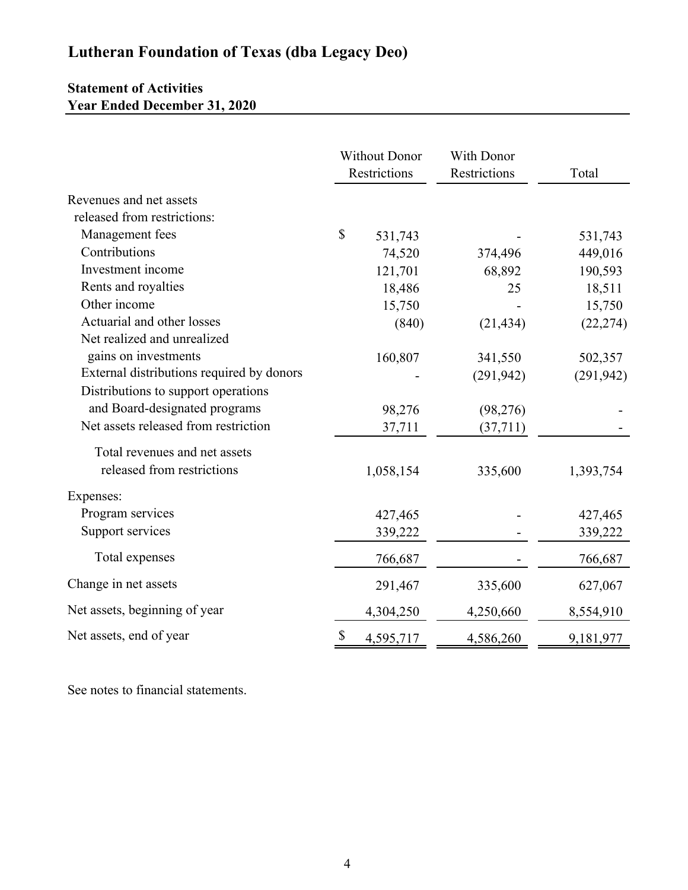# Lutheran Foundation of Texas (dba Legacy Deo)

## Statement of Activities
## Year Ended December 31, 2020

| | Without Donor Restrictions | With Donor Restrictions | Total |
|---|---|---|---|
| Revenues and net assets released from restrictions: | | | |
| Management fees | $ 531,743 | - | 531,743 |
| Contributions | 74,520 | 374,496 | 449,016 |
| Investment income | 121,701 | 68,892 | 190,593 |
| Rents and royalties | 18,486 | 25 | 18,511 |
| Other income | 15,750 | - | 15,750 |
| Actuarial and other losses | (840) | (21,434) | (22,274) |
| Net realized and unrealized gains on investments | 160,807 | 341,550 | 502,357 |
| External distributions required by donors | - | (291,942) | (291,942) |
| Distributions to support operations and Board-designated programs | 98,276 | (98,276) | - |
| Net assets released from restriction | 37,711 | (37,711) | - |
| Total revenues and net assets released from restrictions | 1,058,154 | 335,600 | 1,393,754 |
| Expenses: | | | |
| Program services | 427,465 | - | 427,465 |
| Support services | 339,222 | - | 339,222 |
| Total expenses | 766,687 | - | 766,687 |
| Change in net assets | 291,467 | 335,600 | 627,067 |
| Net assets, beginning of year | 4,304,250 | 4,250,660 | 8,554,910 |
| Net assets, end of year | $ 4,595,717 | 4,586,260 | 9,181,977 |

See notes to financial statements.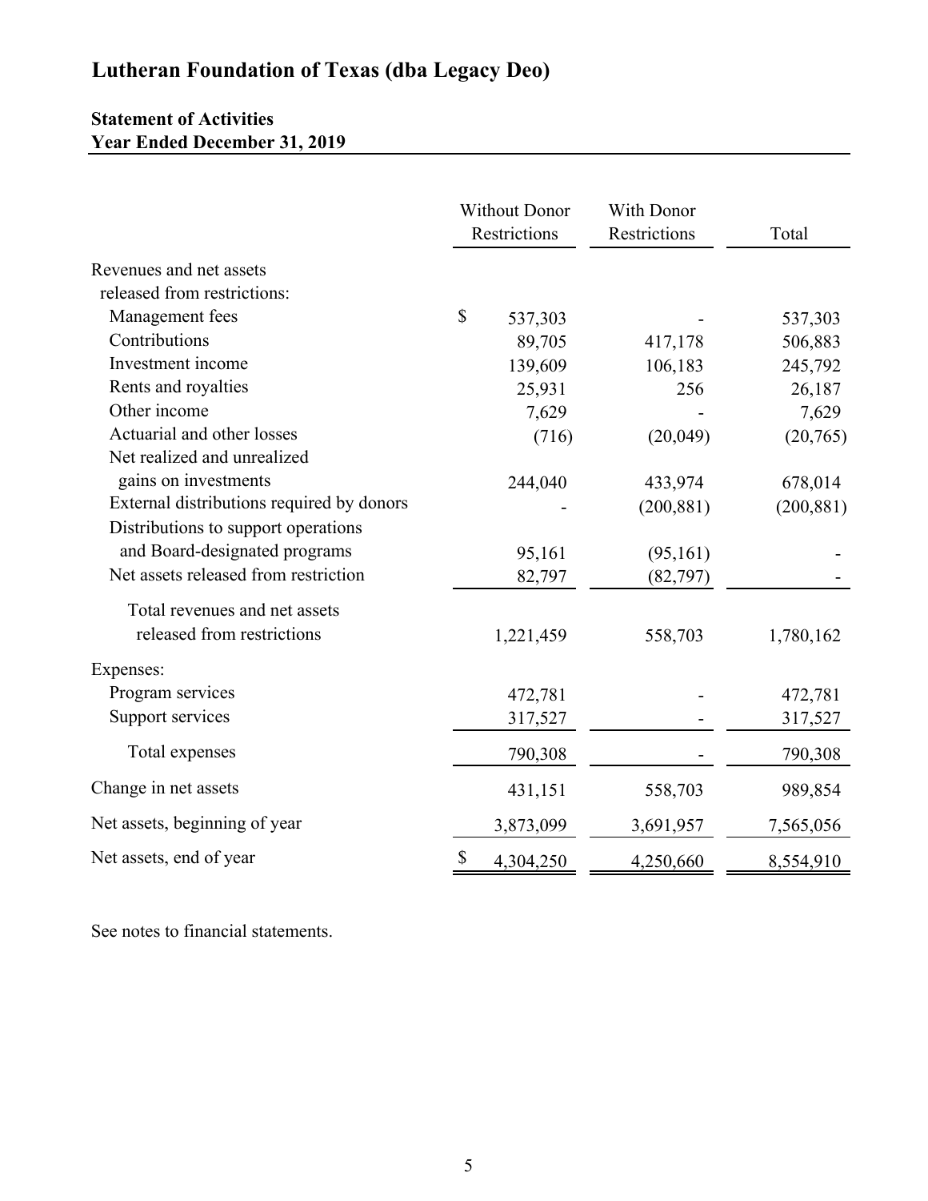# Lutheran Foundation of Texas (dba Legacy Deo)

## Statement of Activities
## Year Ended December 31, 2019

| | Without Donor Restrictions | With Donor Restrictions | Total |
|---|---|---|---|
| Revenues and net assets released from restrictions: | | | |
| Management fees | $ 537,303 | - | 537,303 |
| Contributions | 89,705 | 417,178 | 506,883 |
| Investment income | 139,609 | 106,183 | 245,792 |
| Rents and royalties | 25,931 | 256 | 26,187 |
| Other income | 7,629 | - | 7,629 |
| Actuarial and other losses | (716) | (20,049) | (20,765) |
| Net realized and unrealized gains on investments | 244,040 | 433,974 | 678,014 |
| External distributions required by donors | - | (200,881) | (200,881) |
| Distributions to support operations and Board-designated programs | 95,161 | (95,161) | - |
| Net assets released from restriction | 82,797 | (82,797) | - |
| Total revenues and net assets released from restrictions | 1,221,459 | 558,703 | 1,780,162 |
| Expenses: | | | |
| Program services | 472,781 | - | 472,781 |
| Support services | 317,527 | - | 317,527 |
| Total expenses | 790,308 | - | 790,308 |
| Change in net assets | 431,151 | 558,703 | 989,854 |
| Net assets, beginning of year | 3,873,099 | 3,691,957 | 7,565,056 |
| Net assets, end of year | $ 4,304,250 | 4,250,660 | 8,554,910 |

See notes to financial statements.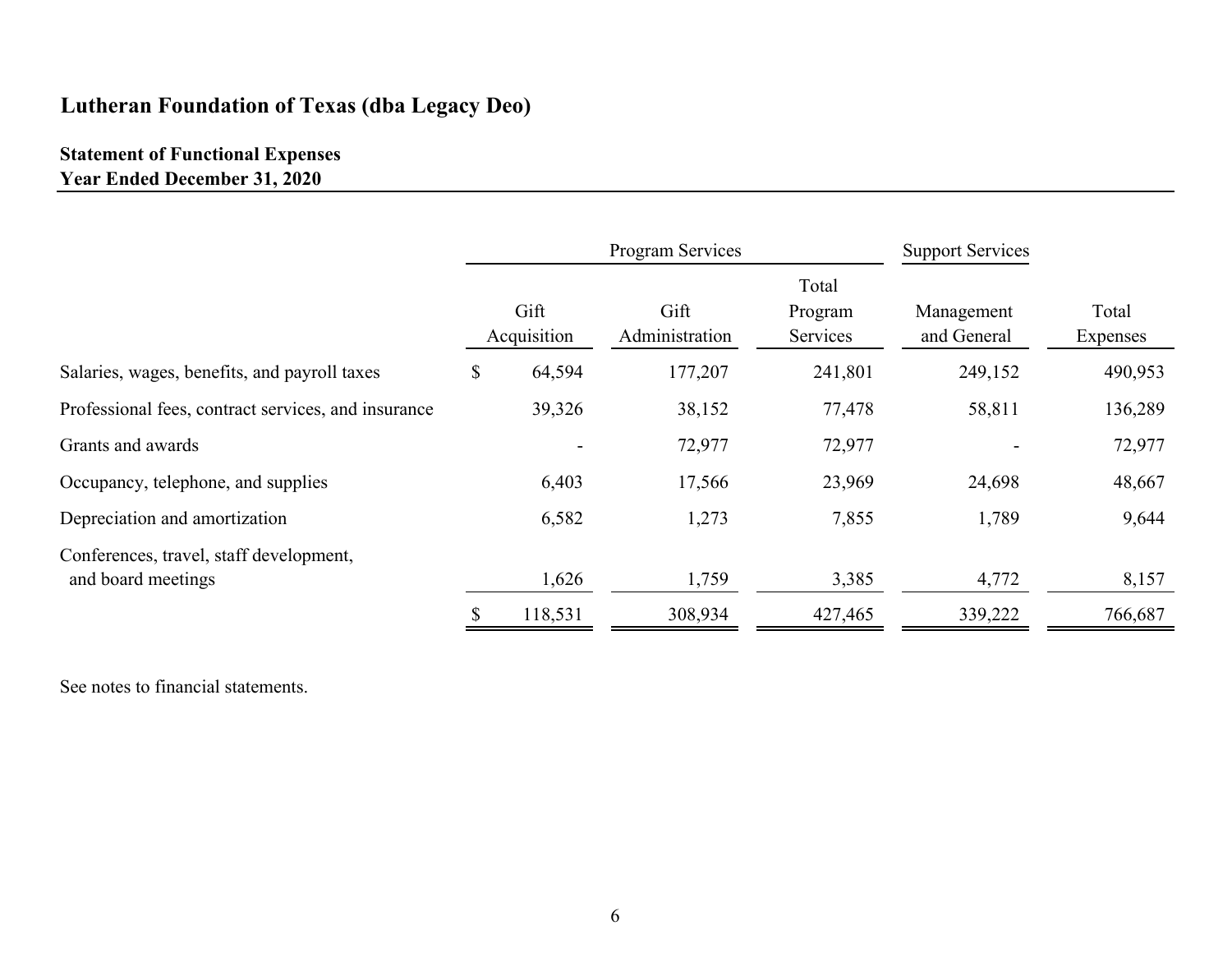# Lutheran Foundation of Texas (dba Legacy Deo)

## Statement of Functional Expenses
### Year Ended December 31, 2020

| | Program Services | | | Support Services | |
|---|---|---|---|---|---|
| | Gift Acquisition | Gift Administration | Total Program Services | Management and General | Total Expenses |
| Salaries, wages, benefits, and payroll taxes | $ 64,594 | 177,207 | 241,801 | 249,152 | 490,953 |
| Professional fees, contract services, and insurance | 39,326 | 38,152 | 77,478 | 58,811 | 136,289 |
| Grants and awards | - | 72,977 | 72,977 | - | 72,977 |
| Occupancy, telephone, and supplies | 6,403 | 17,566 | 23,969 | 24,698 | 48,667 |
| Depreciation and amortization | 6,582 | 1,273 | 7,855 | 1,789 | 9,644 |
| Conferences, travel, staff development, and board meetings | 1,626 | 1,759 | 3,385 | 4,772 | 8,157 |
| | $ 118,531 | 308,934 | 427,465 | 339,222 | 766,687 |

See notes to financial statements.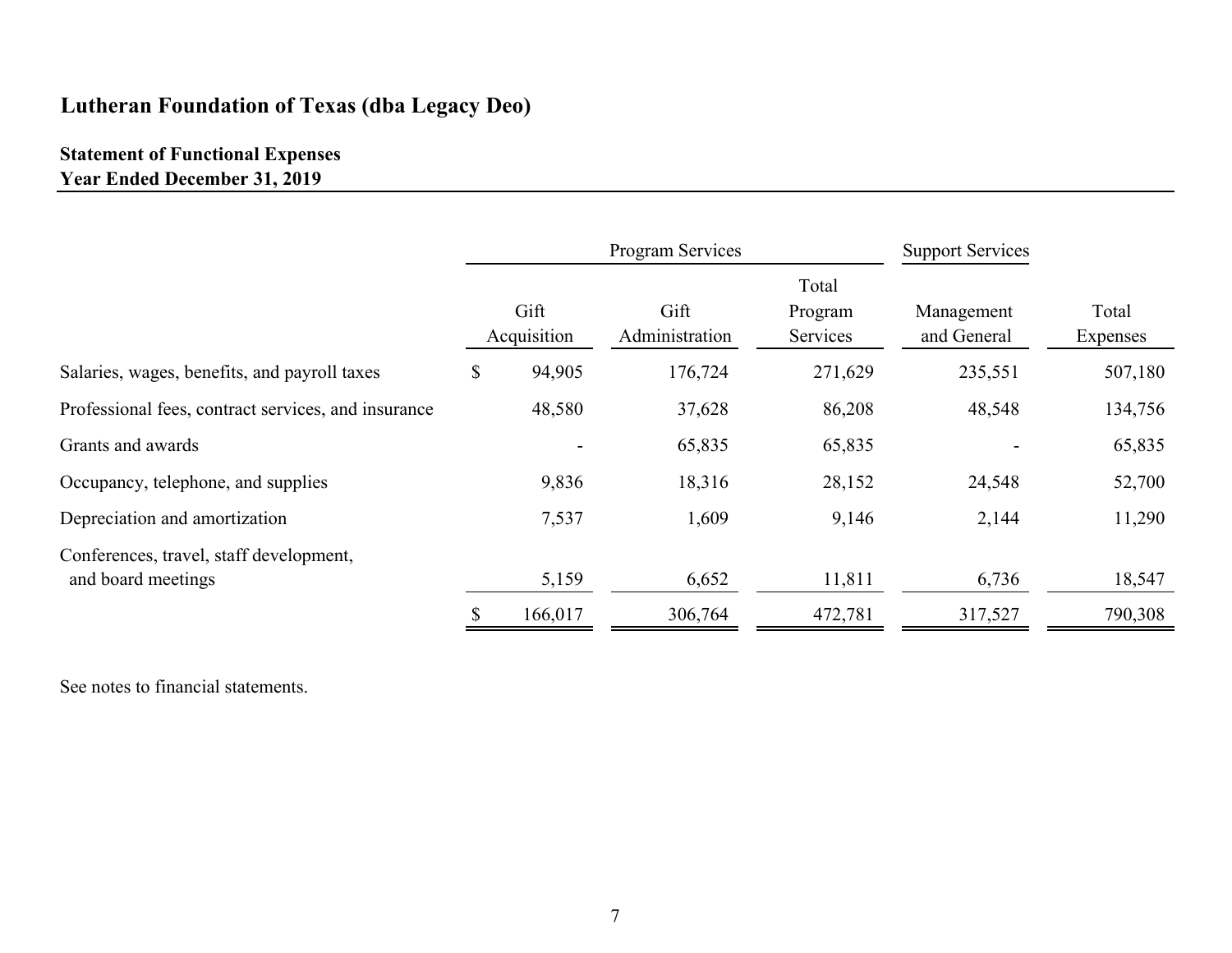## Lutheran Foundation of Texas (dba Legacy Deo)

### Statement of Functional Expenses
### Year Ended December 31, 2019

| | Program Services | | | Support Services | |
|---|---|---|---|---|---|
| | Gift Acquisition | Gift Administration | Total Program Services | Management and General | Total Expenses |
| Salaries, wages, benefits, and payroll taxes | $ 94,905 | 176,724 | 271,629 | 235,551 | 507,180 |
| Professional fees, contract services, and insurance | 48,580 | 37,628 | 86,208 | 48,548 | 134,756 |
| Grants and awards | - | 65,835 | 65,835 | - | 65,835 |
| Occupancy, telephone, and supplies | 9,836 | 18,316 | 28,152 | 24,548 | 52,700 |
| Depreciation and amortization | 7,537 | 1,609 | 9,146 | 2,144 | 11,290 |
| Conferences, travel, staff development, and board meetings | 5,159 | 6,652 | 11,811 | 6,736 | 18,547 |
| | $ 166,017 | 306,764 | 472,781 | 317,527 | 790,308 |

See notes to financial statements.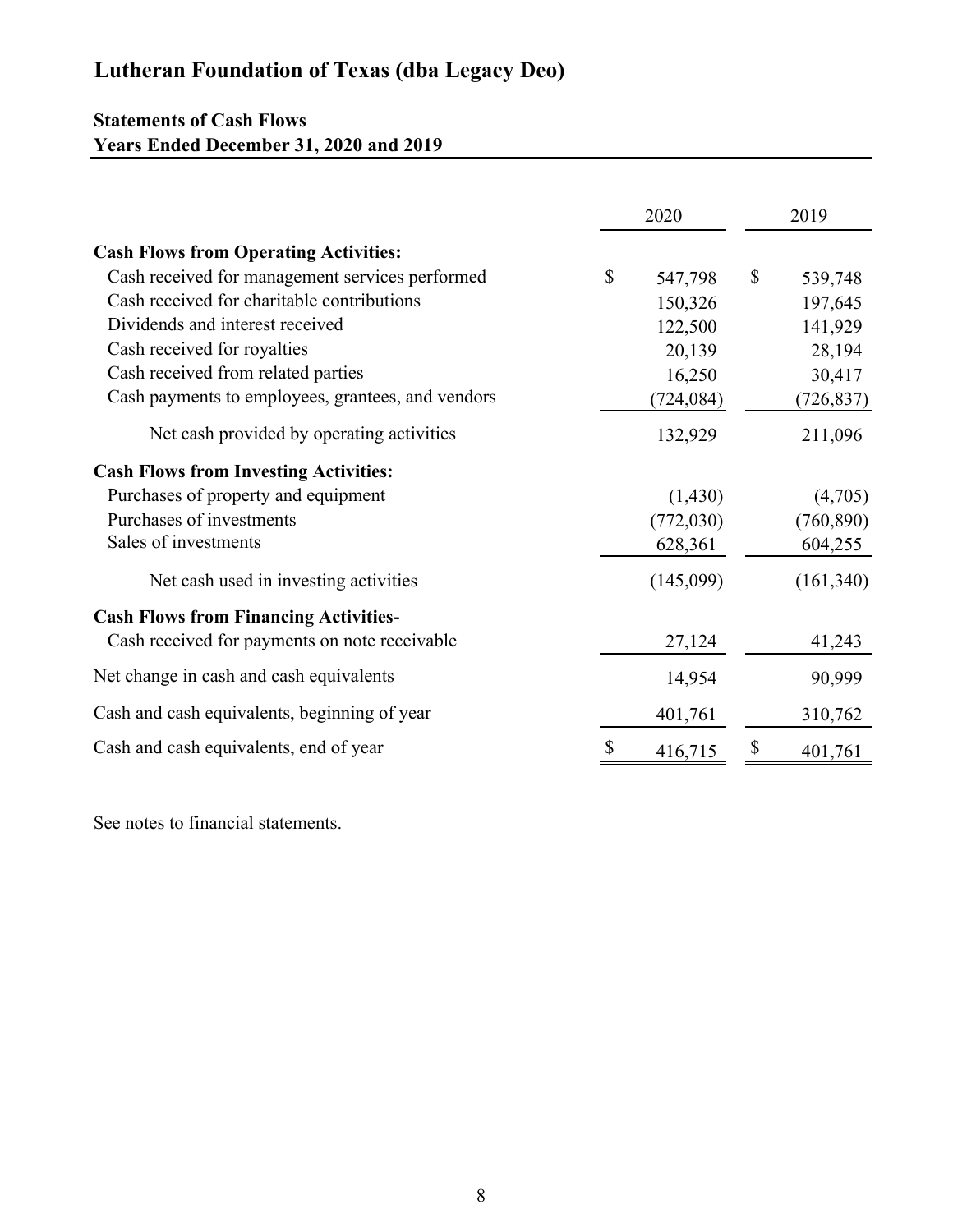# Lutheran Foundation of Texas (dba Legacy Deo)

## Statements of Cash Flows
## Years Ended December 31, 2020 and 2019

| | 2020 | 2019 |
|---|---|---|
| **Cash Flows from Operating Activities:** | | |
| Cash received for management services performed | $ 547,798 | $ 539,748 |
| Cash received for charitable contributions | 150,326 | 197,645 |
| Dividends and interest received | 122,500 | 141,929 |
| Cash received for royalties | 20,139 | 28,194 |
| Cash received from related parties | 16,250 | 30,417 |
| Cash payments to employees, grantees, and vendors | (724,084) | (726,837) |
| Net cash provided by operating activities | 132,929 | 211,096 |
| **Cash Flows from Investing Activities:** | | |
| Purchases of property and equipment | (1,430) | (4,705) |
| Purchases of investments | (772,030) | (760,890) |
| Sales of investments | 628,361 | 604,255 |
| Net cash used in investing activities | (145,099) | (161,340) |
| **Cash Flows from Financing Activities-** | | |
| Cash received for payments on note receivable | 27,124 | 41,243 |
| Net change in cash and cash equivalents | 14,954 | 90,999 |
| Cash and cash equivalents, beginning of year | 401,761 | 310,762 |
| Cash and cash equivalents, end of year | $ 416,715 | $ 401,761 |

See notes to financial statements.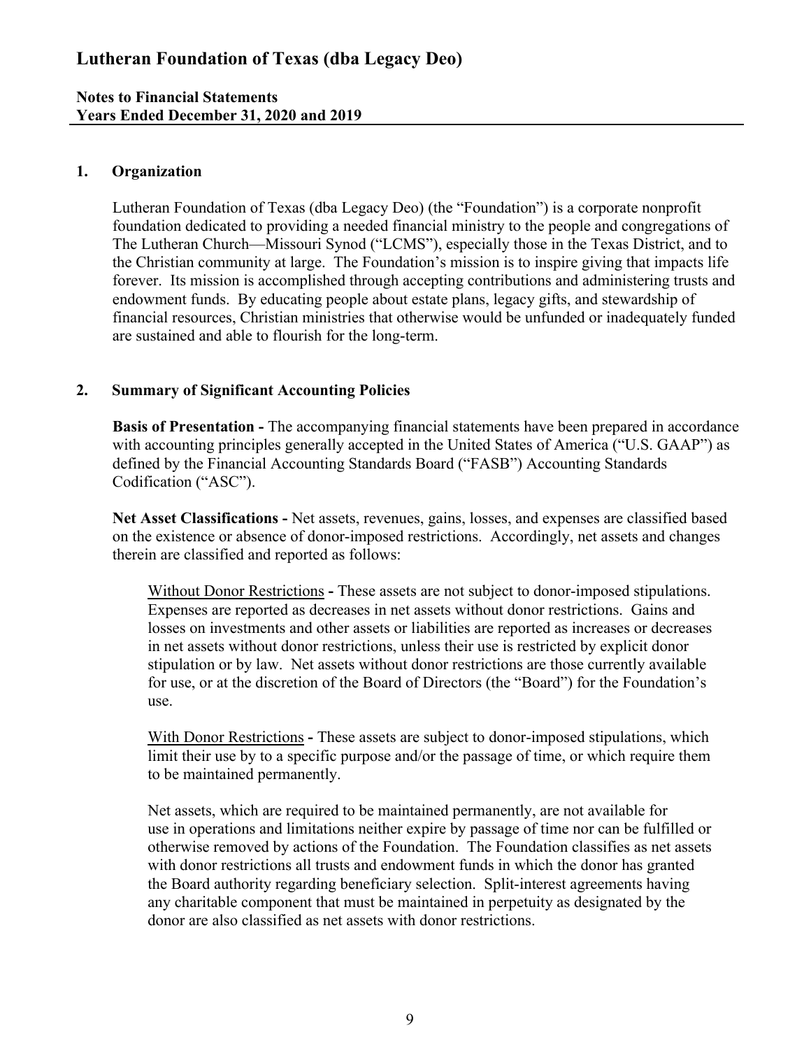# Lutheran Foundation of Texas (dba Legacy Deo)

**Notes to Financial Statements**
**Years Ended December 31, 2020 and 2019**

## 1. Organization

Lutheran Foundation of Texas (dba Legacy Deo) (the "Foundation") is a corporate nonprofit foundation dedicated to providing a needed financial ministry to the people and congregations of The Lutheran Church—Missouri Synod ("LCMS"), especially those in the Texas District, and to the Christian community at large. The Foundation's mission is to inspire giving that impacts life forever. Its mission is accomplished through accepting contributions and administering trusts and endowment funds. By educating people about estate plans, legacy gifts, and stewardship of financial resources, Christian ministries that otherwise would be unfunded or inadequately funded are sustained and able to flourish for the long-term.

## 2. Summary of Significant Accounting Policies

**Basis of Presentation -** The accompanying financial statements have been prepared in accordance with accounting principles generally accepted in the United States of America ("U.S. GAAP") as defined by the Financial Accounting Standards Board ("FASB") Accounting Standards Codification ("ASC").

**Net Asset Classifications -** Net assets, revenues, gains, losses, and expenses are classified based on the existence or absence of donor-imposed restrictions. Accordingly, net assets and changes therein are classified and reported as follows:

Without Donor Restrictions **-** These assets are not subject to donor-imposed stipulations. Expenses are reported as decreases in net assets without donor restrictions. Gains and losses on investments and other assets or liabilities are reported as increases or decreases in net assets without donor restrictions, unless their use is restricted by explicit donor stipulation or by law. Net assets without donor restrictions are those currently available for use, or at the discretion of the Board of Directors (the "Board") for the Foundation's use.

With Donor Restrictions **-** These assets are subject to donor-imposed stipulations, which limit their use by to a specific purpose and/or the passage of time, or which require them to be maintained permanently.

Net assets, which are required to be maintained permanently, are not available for use in operations and limitations neither expire by passage of time nor can be fulfilled or otherwise removed by actions of the Foundation. The Foundation classifies as net assets with donor restrictions all trusts and endowment funds in which the donor has granted the Board authority regarding beneficiary selection. Split-interest agreements having any charitable component that must be maintained in perpetuity as designated by the donor are also classified as net assets with donor restrictions.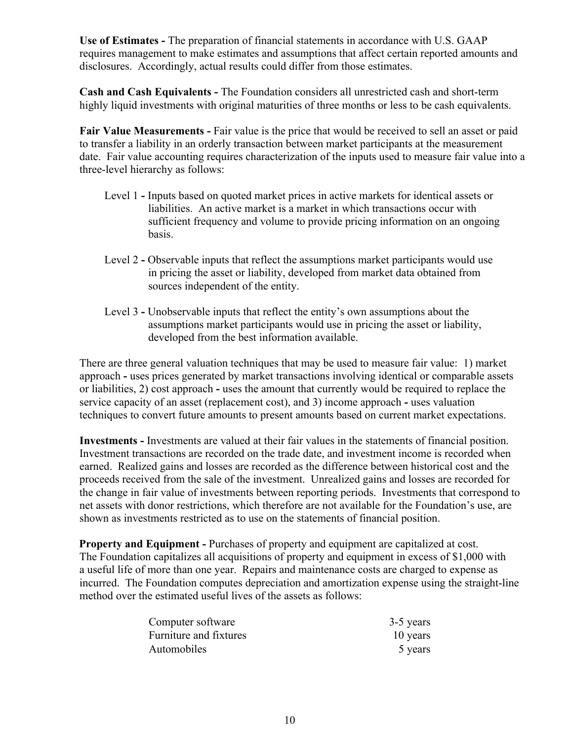**Use of Estimates -** The preparation of financial statements in accordance with U.S. GAAP requires management to make estimates and assumptions that affect certain reported amounts and disclosures. Accordingly, actual results could differ from those estimates.

**Cash and Cash Equivalents -** The Foundation considers all unrestricted cash and short-term highly liquid investments with original maturities of three months or less to be cash equivalents.

**Fair Value Measurements -** Fair value is the price that would be received to sell an asset or paid to transfer a liability in an orderly transaction between market participants at the measurement date. Fair value accounting requires characterization of the inputs used to measure fair value into a three-level hierarchy as follows:

Level 1 **-** Inputs based on quoted market prices in active markets for identical assets or liabilities. An active market is a market in which transactions occur with sufficient frequency and volume to provide pricing information on an ongoing basis.

Level 2 **-** Observable inputs that reflect the assumptions market participants would use in pricing the asset or liability, developed from market data obtained from sources independent of the entity.

Level 3 **-** Unobservable inputs that reflect the entity's own assumptions about the assumptions market participants would use in pricing the asset or liability, developed from the best information available.

There are three general valuation techniques that may be used to measure fair value: 1) market approach **-** uses prices generated by market transactions involving identical or comparable assets or liabilities, 2) cost approach **-** uses the amount that currently would be required to replace the service capacity of an asset (replacement cost), and 3) income approach **-** uses valuation techniques to convert future amounts to present amounts based on current market expectations.

**Investments -** Investments are valued at their fair values in the statements of financial position. Investment transactions are recorded on the trade date, and investment income is recorded when earned. Realized gains and losses are recorded as the difference between historical cost and the proceeds received from the sale of the investment. Unrealized gains and losses are recorded for the change in fair value of investments between reporting periods. Investments that correspond to net assets with donor restrictions, which therefore are not available for the Foundation's use, are shown as investments restricted as to use on the statements of financial position.

**Property and Equipment -** Purchases of property and equipment are capitalized at cost. The Foundation capitalizes all acquisitions of property and equipment in excess of $1,000 with a useful life of more than one year. Repairs and maintenance costs are charged to expense as incurred. The Foundation computes depreciation and amortization expense using the straight-line method over the estimated useful lives of the assets as follows:

| | |
|---|---|
| Computer software | 3-5 years |
| Furniture and fixtures | 10 years |
| Automobiles | 5 years |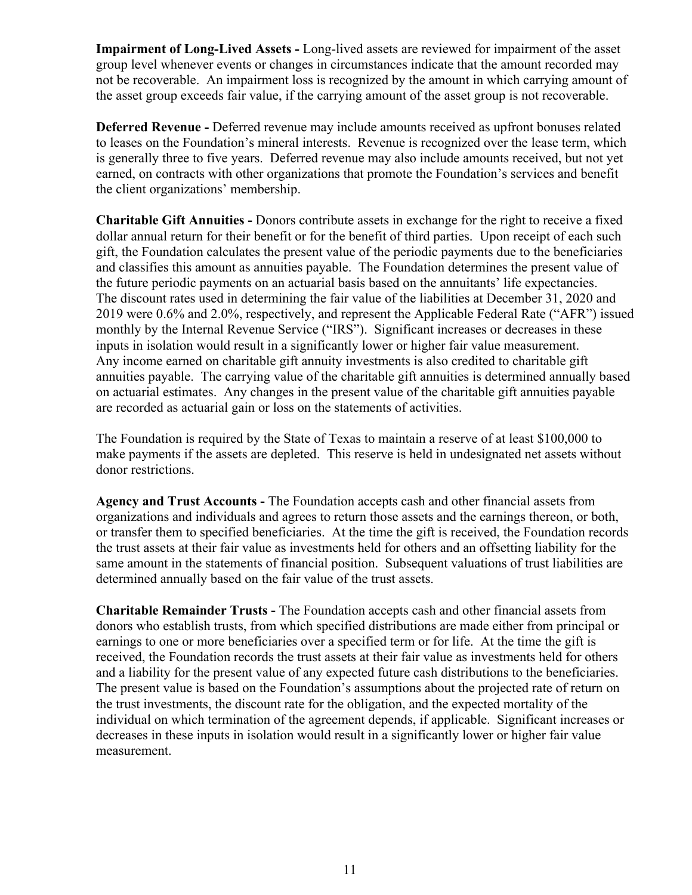**Impairment of Long-Lived Assets -** Long-lived assets are reviewed for impairment of the asset group level whenever events or changes in circumstances indicate that the amount recorded may not be recoverable. An impairment loss is recognized by the amount in which carrying amount of the asset group exceeds fair value, if the carrying amount of the asset group is not recoverable.

**Deferred Revenue -** Deferred revenue may include amounts received as upfront bonuses related to leases on the Foundation's mineral interests. Revenue is recognized over the lease term, which is generally three to five years. Deferred revenue may also include amounts received, but not yet earned, on contracts with other organizations that promote the Foundation's services and benefit the client organizations' membership.

**Charitable Gift Annuities -** Donors contribute assets in exchange for the right to receive a fixed dollar annual return for their benefit or for the benefit of third parties. Upon receipt of each such gift, the Foundation calculates the present value of the periodic payments due to the beneficiaries and classifies this amount as annuities payable. The Foundation determines the present value of the future periodic payments on an actuarial basis based on the annuitants' life expectancies. The discount rates used in determining the fair value of the liabilities at December 31, 2020 and 2019 were 0.6% and 2.0%, respectively, and represent the Applicable Federal Rate ("AFR") issued monthly by the Internal Revenue Service ("IRS"). Significant increases or decreases in these inputs in isolation would result in a significantly lower or higher fair value measurement. Any income earned on charitable gift annuity investments is also credited to charitable gift annuities payable. The carrying value of the charitable gift annuities is determined annually based on actuarial estimates. Any changes in the present value of the charitable gift annuities payable are recorded as actuarial gain or loss on the statements of activities.

The Foundation is required by the State of Texas to maintain a reserve of at least $100,000 to make payments if the assets are depleted. This reserve is held in undesignated net assets without donor restrictions.

**Agency and Trust Accounts -** The Foundation accepts cash and other financial assets from organizations and individuals and agrees to return those assets and the earnings thereon, or both, or transfer them to specified beneficiaries. At the time the gift is received, the Foundation records the trust assets at their fair value as investments held for others and an offsetting liability for the same amount in the statements of financial position. Subsequent valuations of trust liabilities are determined annually based on the fair value of the trust assets.

**Charitable Remainder Trusts -** The Foundation accepts cash and other financial assets from donors who establish trusts, from which specified distributions are made either from principal or earnings to one or more beneficiaries over a specified term or for life. At the time the gift is received, the Foundation records the trust assets at their fair value as investments held for others and a liability for the present value of any expected future cash distributions to the beneficiaries. The present value is based on the Foundation's assumptions about the projected rate of return on the trust investments, the discount rate for the obligation, and the expected mortality of the individual on which termination of the agreement depends, if applicable. Significant increases or decreases in these inputs in isolation would result in a significantly lower or higher fair value measurement.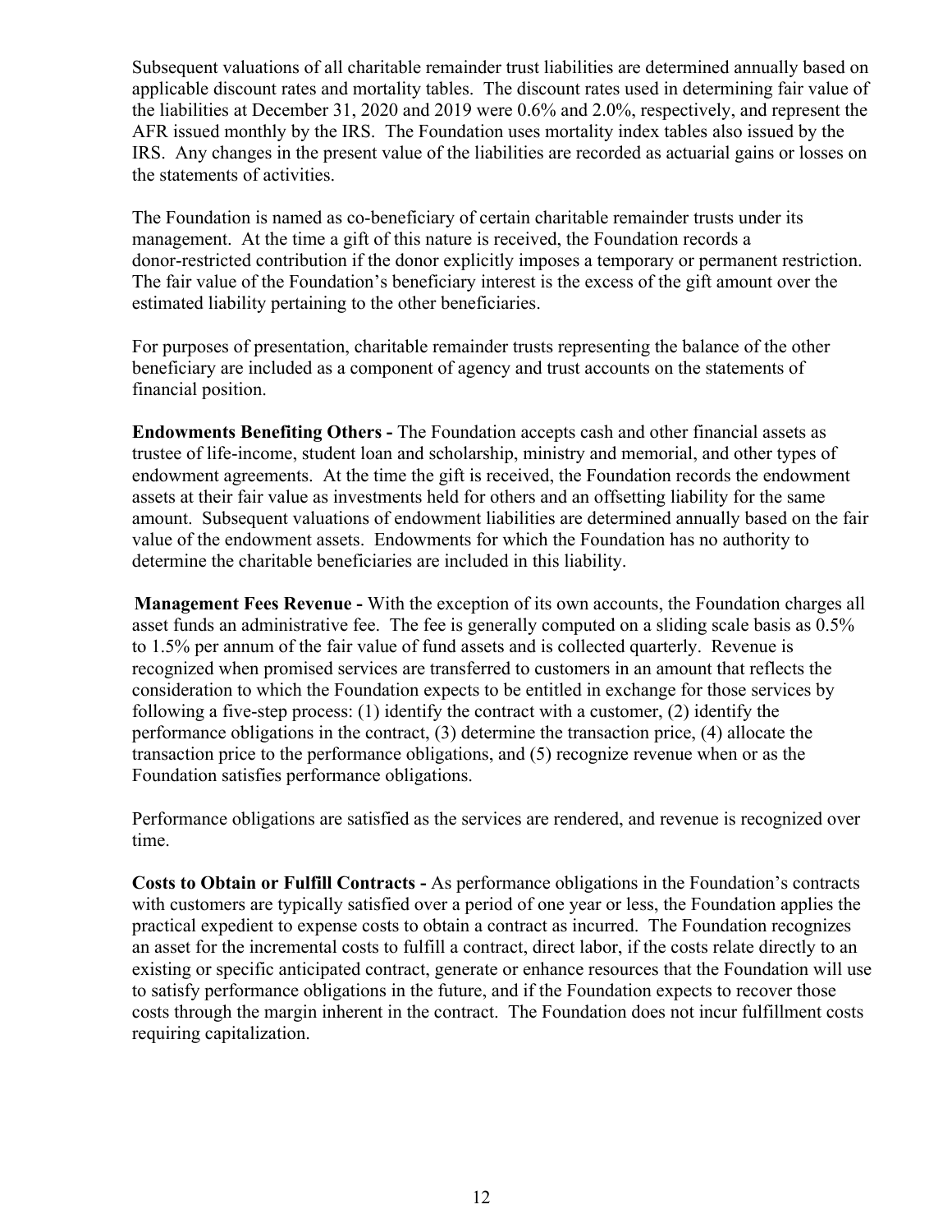Subsequent valuations of all charitable remainder trust liabilities are determined annually based on applicable discount rates and mortality tables. The discount rates used in determining fair value of the liabilities at December 31, 2020 and 2019 were 0.6% and 2.0%, respectively, and represent the AFR issued monthly by the IRS. The Foundation uses mortality index tables also issued by the IRS. Any changes in the present value of the liabilities are recorded as actuarial gains or losses on the statements of activities.

The Foundation is named as co-beneficiary of certain charitable remainder trusts under its management. At the time a gift of this nature is received, the Foundation records a donor-restricted contribution if the donor explicitly imposes a temporary or permanent restriction. The fair value of the Foundation's beneficiary interest is the excess of the gift amount over the estimated liability pertaining to the other beneficiaries.

For purposes of presentation, charitable remainder trusts representing the balance of the other beneficiary are included as a component of agency and trust accounts on the statements of financial position.

**Endowments Benefiting Others -** The Foundation accepts cash and other financial assets as trustee of life-income, student loan and scholarship, ministry and memorial, and other types of endowment agreements. At the time the gift is received, the Foundation records the endowment assets at their fair value as investments held for others and an offsetting liability for the same amount. Subsequent valuations of endowment liabilities are determined annually based on the fair value of the endowment assets. Endowments for which the Foundation has no authority to determine the charitable beneficiaries are included in this liability.

**Management Fees Revenue -** With the exception of its own accounts, the Foundation charges all asset funds an administrative fee. The fee is generally computed on a sliding scale basis as 0.5% to 1.5% per annum of the fair value of fund assets and is collected quarterly. Revenue is recognized when promised services are transferred to customers in an amount that reflects the consideration to which the Foundation expects to be entitled in exchange for those services by following a five-step process: (1) identify the contract with a customer, (2) identify the performance obligations in the contract, (3) determine the transaction price, (4) allocate the transaction price to the performance obligations, and (5) recognize revenue when or as the Foundation satisfies performance obligations.

Performance obligations are satisfied as the services are rendered, and revenue is recognized over time.

**Costs to Obtain or Fulfill Contracts -** As performance obligations in the Foundation's contracts with customers are typically satisfied over a period of one year or less, the Foundation applies the practical expedient to expense costs to obtain a contract as incurred. The Foundation recognizes an asset for the incremental costs to fulfill a contract, direct labor, if the costs relate directly to an existing or specific anticipated contract, generate or enhance resources that the Foundation will use to satisfy performance obligations in the future, and if the Foundation expects to recover those costs through the margin inherent in the contract. The Foundation does not incur fulfillment costs requiring capitalization.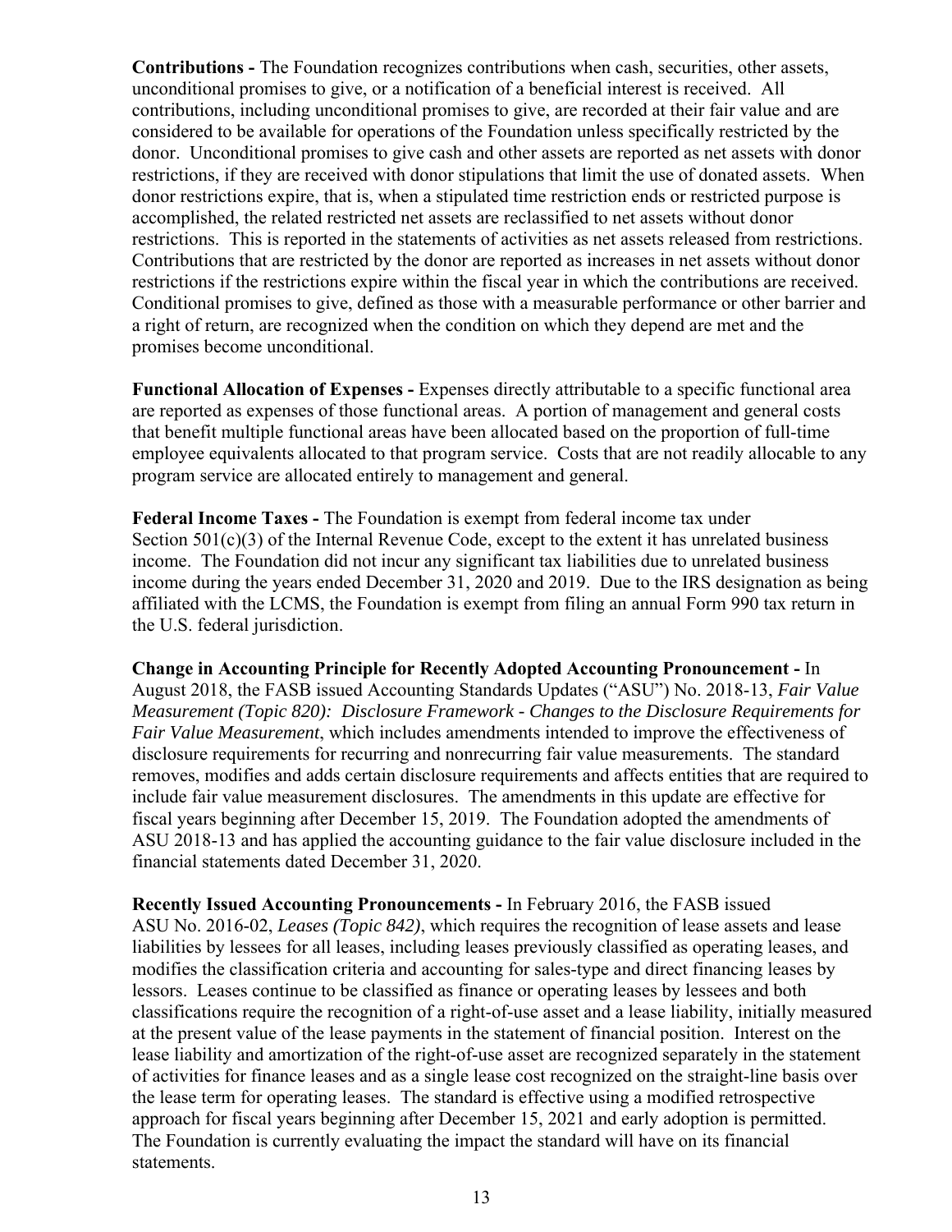**Contributions -** The Foundation recognizes contributions when cash, securities, other assets, unconditional promises to give, or a notification of a beneficial interest is received. All contributions, including unconditional promises to give, are recorded at their fair value and are considered to be available for operations of the Foundation unless specifically restricted by the donor. Unconditional promises to give cash and other assets are reported as net assets with donor restrictions, if they are received with donor stipulations that limit the use of donated assets. When donor restrictions expire, that is, when a stipulated time restriction ends or restricted purpose is accomplished, the related restricted net assets are reclassified to net assets without donor restrictions. This is reported in the statements of activities as net assets released from restrictions. Contributions that are restricted by the donor are reported as increases in net assets without donor restrictions if the restrictions expire within the fiscal year in which the contributions are received. Conditional promises to give, defined as those with a measurable performance or other barrier and a right of return, are recognized when the condition on which they depend are met and the promises become unconditional.

**Functional Allocation of Expenses -** Expenses directly attributable to a specific functional area are reported as expenses of those functional areas. A portion of management and general costs that benefit multiple functional areas have been allocated based on the proportion of full-time employee equivalents allocated to that program service. Costs that are not readily allocable to any program service are allocated entirely to management and general.

**Federal Income Taxes -** The Foundation is exempt from federal income tax under Section 501(c)(3) of the Internal Revenue Code, except to the extent it has unrelated business income. The Foundation did not incur any significant tax liabilities due to unrelated business income during the years ended December 31, 2020 and 2019. Due to the IRS designation as being affiliated with the LCMS, the Foundation is exempt from filing an annual Form 990 tax return in the U.S. federal jurisdiction.

**Change in Accounting Principle for Recently Adopted Accounting Pronouncement -** In August 2018, the FASB issued Accounting Standards Updates ("ASU") No. 2018-13, *Fair Value Measurement (Topic 820): Disclosure Framework - Changes to the Disclosure Requirements for Fair Value Measurement*, which includes amendments intended to improve the effectiveness of disclosure requirements for recurring and nonrecurring fair value measurements. The standard removes, modifies and adds certain disclosure requirements and affects entities that are required to include fair value measurement disclosures. The amendments in this update are effective for fiscal years beginning after December 15, 2019. The Foundation adopted the amendments of ASU 2018-13 and has applied the accounting guidance to the fair value disclosure included in the financial statements dated December 31, 2020.

**Recently Issued Accounting Pronouncements -** In February 2016, the FASB issued ASU No. 2016-02, *Leases (Topic 842)*, which requires the recognition of lease assets and lease liabilities by lessees for all leases, including leases previously classified as operating leases, and modifies the classification criteria and accounting for sales-type and direct financing leases by lessors. Leases continue to be classified as finance or operating leases by lessees and both classifications require the recognition of a right-of-use asset and a lease liability, initially measured at the present value of the lease payments in the statement of financial position. Interest on the lease liability and amortization of the right-of-use asset are recognized separately in the statement of activities for finance leases and as a single lease cost recognized on the straight-line basis over the lease term for operating leases. The standard is effective using a modified retrospective approach for fiscal years beginning after December 15, 2021 and early adoption is permitted. The Foundation is currently evaluating the impact the standard will have on its financial statements.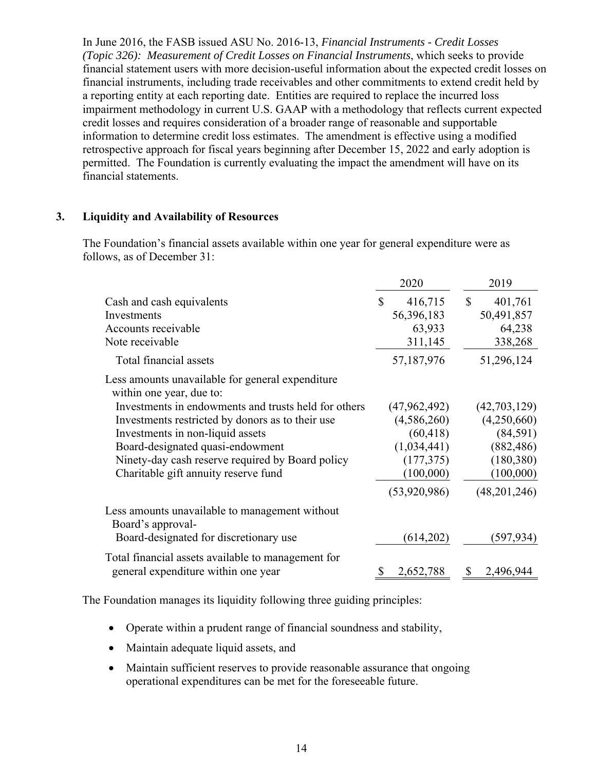In June 2016, the FASB issued ASU No. 2016-13, *Financial Instruments - Credit Losses (Topic 326): Measurement of Credit Losses on Financial Instruments*, which seeks to provide financial statement users with more decision-useful information about the expected credit losses on financial instruments, including trade receivables and other commitments to extend credit held by a reporting entity at each reporting date. Entities are required to replace the incurred loss impairment methodology in current U.S. GAAP with a methodology that reflects current expected credit losses and requires consideration of a broader range of reasonable and supportable information to determine credit loss estimates. The amendment is effective using a modified retrospective approach for fiscal years beginning after December 15, 2022 and early adoption is permitted. The Foundation is currently evaluating the impact the amendment will have on its financial statements.

## 3. Liquidity and Availability of Resources

The Foundation's financial assets available within one year for general expenditure were as follows, as of December 31:

| | 2020 | 2019 |
|---|---|---|
| Cash and cash equivalents | $ 416,715 | $ 401,761 |
| Investments | 56,396,183 | 50,491,857 |
| Accounts receivable | 63,933 | 64,238 |
| Note receivable | 311,145 | 338,268 |
| Total financial assets | 57,187,976 | 51,296,124 |
| Less amounts unavailable for general expenditure within one year, due to: | | |
| Investments in endowments and trusts held for others | (47,962,492) | (42,703,129) |
| Investments restricted by donors as to their use | (4,586,260) | (4,250,660) |
| Investments in non-liquid assets | (60,418) | (84,591) |
| Board-designated quasi-endowment | (1,034,441) | (882,486) |
| Ninety-day cash reserve required by Board policy | (177,375) | (180,380) |
| Charitable gift annuity reserve fund | (100,000) | (100,000) |
| | (53,920,986) | (48,201,246) |
| Less amounts unavailable to management without Board's approval- | | |
| Board-designated for discretionary use | (614,202) | (597,934) |
| Total financial assets available to management for general expenditure within one year | $ 2,652,788 | $ 2,496,944 |

The Foundation manages its liquidity following three guiding principles:

- Operate within a prudent range of financial soundness and stability,
- Maintain adequate liquid assets, and
- Maintain sufficient reserves to provide reasonable assurance that ongoing operational expenditures can be met for the foreseeable future.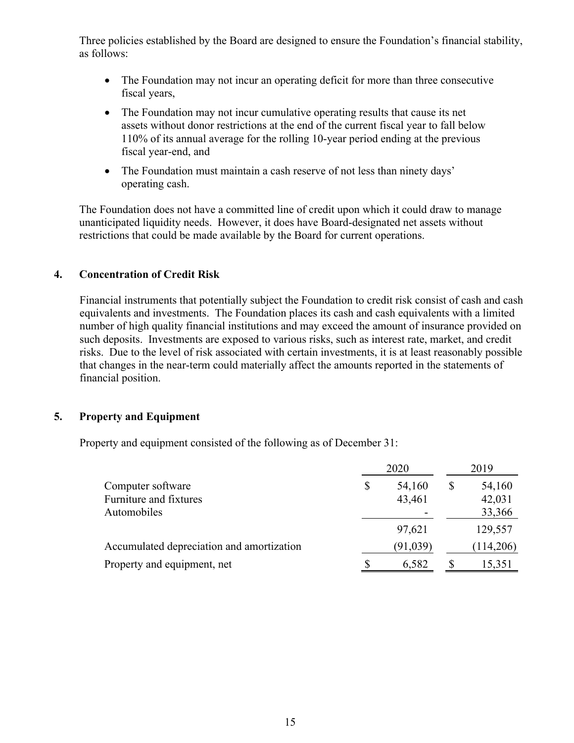Three policies established by the Board are designed to ensure the Foundation's financial stability, as follows:

- The Foundation may not incur an operating deficit for more than three consecutive fiscal years,
- The Foundation may not incur cumulative operating results that cause its net assets without donor restrictions at the end of the current fiscal year to fall below 110% of its annual average for the rolling 10-year period ending at the previous fiscal year-end, and
- The Foundation must maintain a cash reserve of not less than ninety days' operating cash.

The Foundation does not have a committed line of credit upon which it could draw to manage unanticipated liquidity needs. However, it does have Board-designated net assets without restrictions that could be made available by the Board for current operations.

## 4. Concentration of Credit Risk

Financial instruments that potentially subject the Foundation to credit risk consist of cash and cash equivalents and investments. The Foundation places its cash and cash equivalents with a limited number of high quality financial institutions and may exceed the amount of insurance provided on such deposits. Investments are exposed to various risks, such as interest rate, market, and credit risks. Due to the level of risk associated with certain investments, it is at least reasonably possible that changes in the near-term could materially affect the amounts reported in the statements of financial position.

## 5. Property and Equipment

Property and equipment consisted of the following as of December 31:

| | 2020 | 2019 |
|---|---|---|
| Computer software | $ 54,160 | $ 54,160 |
| Furniture and fixtures | 43,461 | 42,031 |
| Automobiles | - | 33,366 |
| | 97,621 | 129,557 |
| Accumulated depreciation and amortization | (91,039) | (114,206) |
| Property and equipment, net | $ 6,582 | $ 15,351 |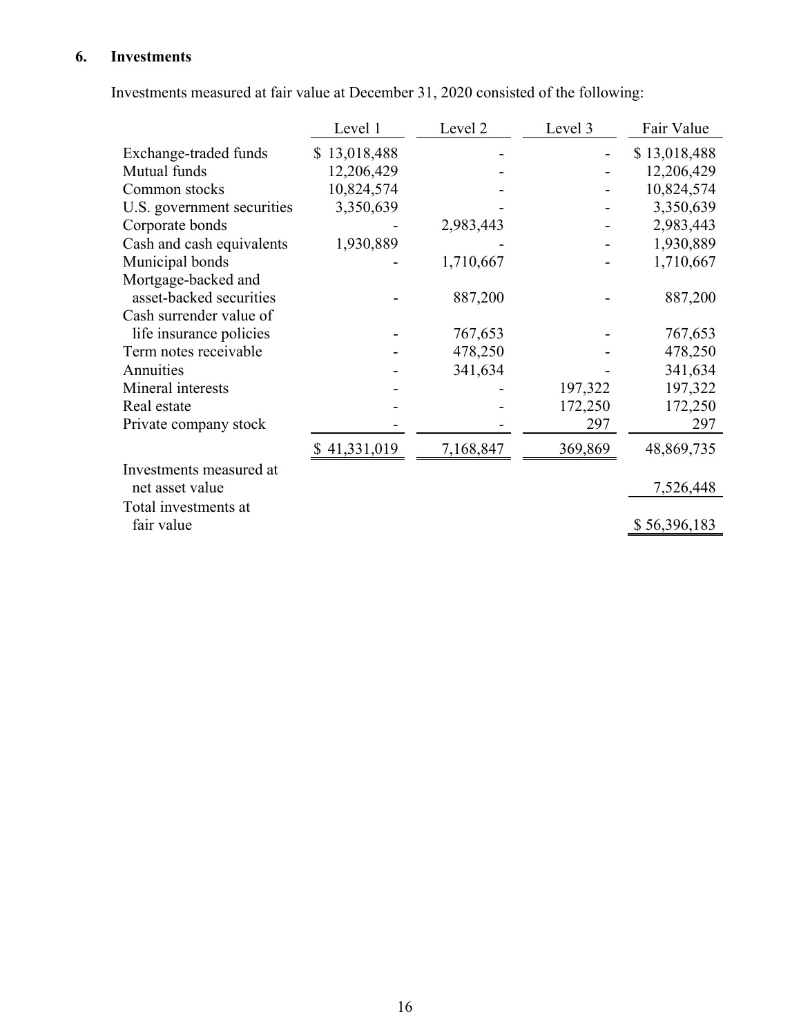## 6. Investments

Investments measured at fair value at December 31, 2020 consisted of the following:

| | Level 1 | Level 2 | Level 3 | Fair Value |
|---|---|---|---|---|
| Exchange-traded funds | $ 13,018,488 | - | - | $ 13,018,488 |
| Mutual funds | 12,206,429 | - | - | 12,206,429 |
| Common stocks | 10,824,574 | - | - | 10,824,574 |
| U.S. government securities | 3,350,639 | - | - | 3,350,639 |
| Corporate bonds | - | 2,983,443 | - | 2,983,443 |
| Cash and cash equivalents | 1,930,889 | - | - | 1,930,889 |
| Municipal bonds | - | 1,710,667 | - | 1,710,667 |
| Mortgage-backed and asset-backed securities | - | 887,200 | - | 887,200 |
| Cash surrender value of life insurance policies | - | 767,653 | - | 767,653 |
| Term notes receivable | - | 478,250 | - | 478,250 |
| Annuities | - | 341,634 | - | 341,634 |
| Mineral interests | - | - | 197,322 | 197,322 |
| Real estate | - | - | 172,250 | 172,250 |
| Private company stock | - | - | 297 | 297 |
| | $ 41,331,019 | 7,168,847 | 369,869 | 48,869,735 |
| Investments measured at net asset value | | | | 7,526,448 |
| Total investments at fair value | | | | $ 56,396,183 |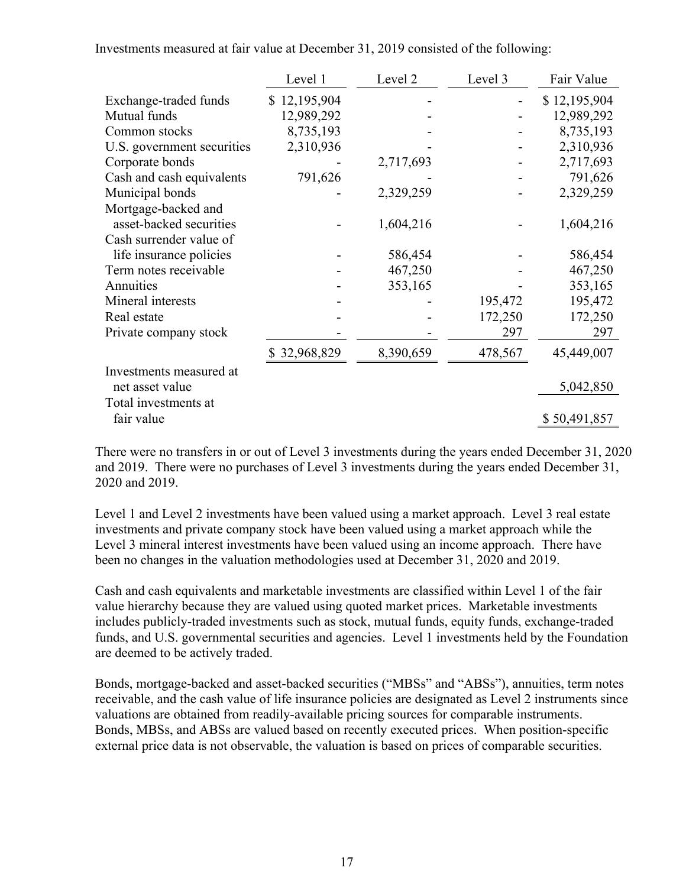Investments measured at fair value at December 31, 2019 consisted of the following:

| | Level 1 | Level 2 | Level 3 | Fair Value |
|---|---|---|---|---|
| Exchange-traded funds | $ 12,195,904 | - | - | $ 12,195,904 |
| Mutual funds | 12,989,292 | - | - | 12,989,292 |
| Common stocks | 8,735,193 | - | - | 8,735,193 |
| U.S. government securities | 2,310,936 | - | - | 2,310,936 |
| Corporate bonds | - | 2,717,693 | - | 2,717,693 |
| Cash and cash equivalents | 791,626 | - | - | 791,626 |
| Municipal bonds | - | 2,329,259 | - | 2,329,259 |
| Mortgage-backed and asset-backed securities | - | 1,604,216 | - | 1,604,216 |
| Cash surrender value of life insurance policies | - | 586,454 | - | 586,454 |
| Term notes receivable | - | 467,250 | - | 467,250 |
| Annuities | - | 353,165 | - | 353,165 |
| Mineral interests | - | - | 195,472 | 195,472 |
| Real estate | - | - | 172,250 | 172,250 |
| Private company stock | - | - | 297 | 297 |
| | $ 32,968,829 | 8,390,659 | 478,567 | 45,449,007 |
| Investments measured at net asset value | | | | 5,042,850 |
| Total investments at fair value | | | | $ 50,491,857 |

There were no transfers in or out of Level 3 investments during the years ended December 31, 2020 and 2019. There were no purchases of Level 3 investments during the years ended December 31, 2020 and 2019.

Level 1 and Level 2 investments have been valued using a market approach. Level 3 real estate investments and private company stock have been valued using a market approach while the Level 3 mineral interest investments have been valued using an income approach. There have been no changes in the valuation methodologies used at December 31, 2020 and 2019.

Cash and cash equivalents and marketable investments are classified within Level 1 of the fair value hierarchy because they are valued using quoted market prices. Marketable investments includes publicly-traded investments such as stock, mutual funds, equity funds, exchange-traded funds, and U.S. governmental securities and agencies. Level 1 investments held by the Foundation are deemed to be actively traded.

Bonds, mortgage-backed and asset-backed securities ("MBSs" and "ABSs"), annuities, term notes receivable, and the cash value of life insurance policies are designated as Level 2 instruments since valuations are obtained from readily-available pricing sources for comparable instruments. Bonds, MBSs, and ABSs are valued based on recently executed prices. When position-specific external price data is not observable, the valuation is based on prices of comparable securities.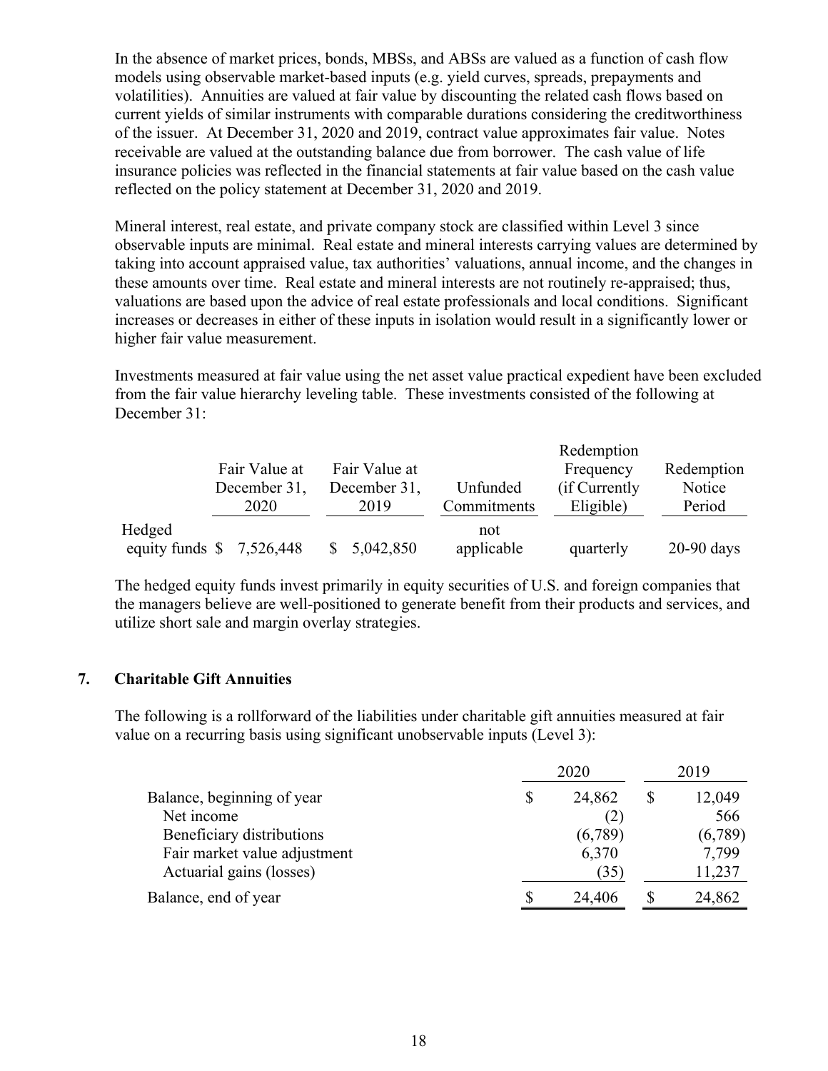In the absence of market prices, bonds, MBSs, and ABSs are valued as a function of cash flow models using observable market-based inputs (e.g. yield curves, spreads, prepayments and volatilities). Annuities are valued at fair value by discounting the related cash flows based on current yields of similar instruments with comparable durations considering the creditworthiness of the issuer. At December 31, 2020 and 2019, contract value approximates fair value. Notes receivable are valued at the outstanding balance due from borrower. The cash value of life insurance policies was reflected in the financial statements at fair value based on the cash value reflected on the policy statement at December 31, 2020 and 2019.

Mineral interest, real estate, and private company stock are classified within Level 3 since observable inputs are minimal. Real estate and mineral interests carrying values are determined by taking into account appraised value, tax authorities' valuations, annual income, and the changes in these amounts over time. Real estate and mineral interests are not routinely re-appraised; thus, valuations are based upon the advice of real estate professionals and local conditions. Significant increases or decreases in either of these inputs in isolation would result in a significantly lower or higher fair value measurement.

Investments measured at fair value using the net asset value practical expedient have been excluded from the fair value hierarchy leveling table. These investments consisted of the following at December 31:

| | Fair Value at December 31, 2020 | Fair Value at December 31, 2019 | Unfunded Commitments | Redemption Frequency (if Currently Eligible) | Redemption Notice Period |
|---|---|---|---|---|---|
| Hedged equity funds | $ 7,526,448 | $ 5,042,850 | not applicable | quarterly | 20-90 days |

The hedged equity funds invest primarily in equity securities of U.S. and foreign companies that the managers believe are well-positioned to generate benefit from their products and services, and utilize short sale and margin overlay strategies.

## 7. Charitable Gift Annuities

The following is a rollforward of the liabilities under charitable gift annuities measured at fair value on a recurring basis using significant unobservable inputs (Level 3):

| | 2020 | 2019 |
|---|---|---|
| Balance, beginning of year | $ 24,862 | $ 12,049 |
| Net income | (2) | 566 |
| Beneficiary distributions | (6,789) | (6,789) |
| Fair market value adjustment | 6,370 | 7,799 |
| Actuarial gains (losses) | (35) | 11,237 |
| Balance, end of year | $ 24,406 | $ 24,862 |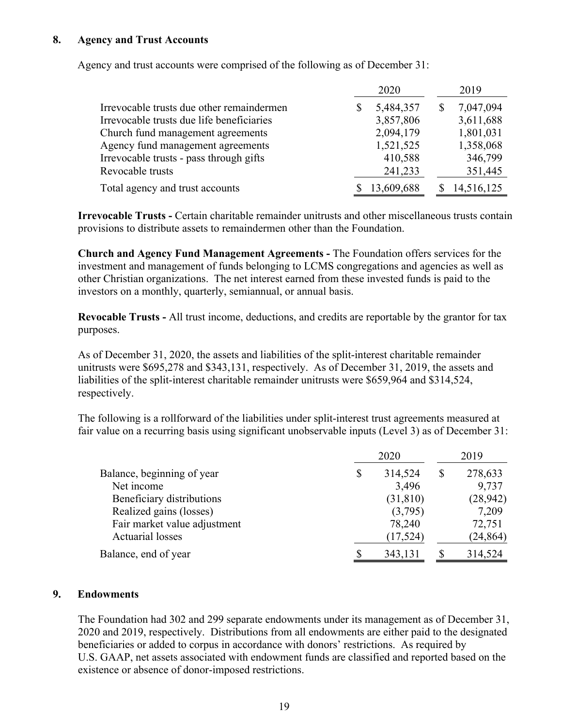## 8. Agency and Trust Accounts

Agency and trust accounts were comprised of the following as of December 31:

| | 2020 | 2019 |
|---|---|---|
| Irrevocable trusts due other remaindermen | $ 5,484,357 | $ 7,047,094 |
| Irrevocable trusts due life beneficiaries | 3,857,806 | 3,611,688 |
| Church fund management agreements | 2,094,179 | 1,801,031 |
| Agency fund management agreements | 1,521,525 | 1,358,068 |
| Irrevocable trusts - pass through gifts | 410,588 | 346,799 |
| Revocable trusts | 241,233 | 351,445 |
| Total agency and trust accounts | $ 13,609,688 | $ 14,516,125 |

**Irrevocable Trusts -** Certain charitable remainder unitrusts and other miscellaneous trusts contain provisions to distribute assets to remaindermen other than the Foundation.

**Church and Agency Fund Management Agreements -** The Foundation offers services for the investment and management of funds belonging to LCMS congregations and agencies as well as other Christian organizations. The net interest earned from these invested funds is paid to the investors on a monthly, quarterly, semiannual, or annual basis.

**Revocable Trusts -** All trust income, deductions, and credits are reportable by the grantor for tax purposes.

As of December 31, 2020, the assets and liabilities of the split-interest charitable remainder unitrusts were $695,278 and $343,131, respectively. As of December 31, 2019, the assets and liabilities of the split-interest charitable remainder unitrusts were $659,964 and $314,524, respectively.

The following is a rollforward of the liabilities under split-interest trust agreements measured at fair value on a recurring basis using significant unobservable inputs (Level 3) as of December 31:

| | 2020 | 2019 |
|---|---|---|
| Balance, beginning of year | $ 314,524 | $ 278,633 |
| Net income | 3,496 | 9,737 |
| Beneficiary distributions | (31,810) | (28,942) |
| Realized gains (losses) | (3,795) | 7,209 |
| Fair market value adjustment | 78,240 | 72,751 |
| Actuarial losses | (17,524) | (24,864) |
| Balance, end of year | $ 343,131 | $ 314,524 |

## 9. Endowments

The Foundation had 302 and 299 separate endowments under its management as of December 31, 2020 and 2019, respectively. Distributions from all endowments are either paid to the designated beneficiaries or added to corpus in accordance with donors' restrictions. As required by U.S. GAAP, net assets associated with endowment funds are classified and reported based on the existence or absence of donor-imposed restrictions.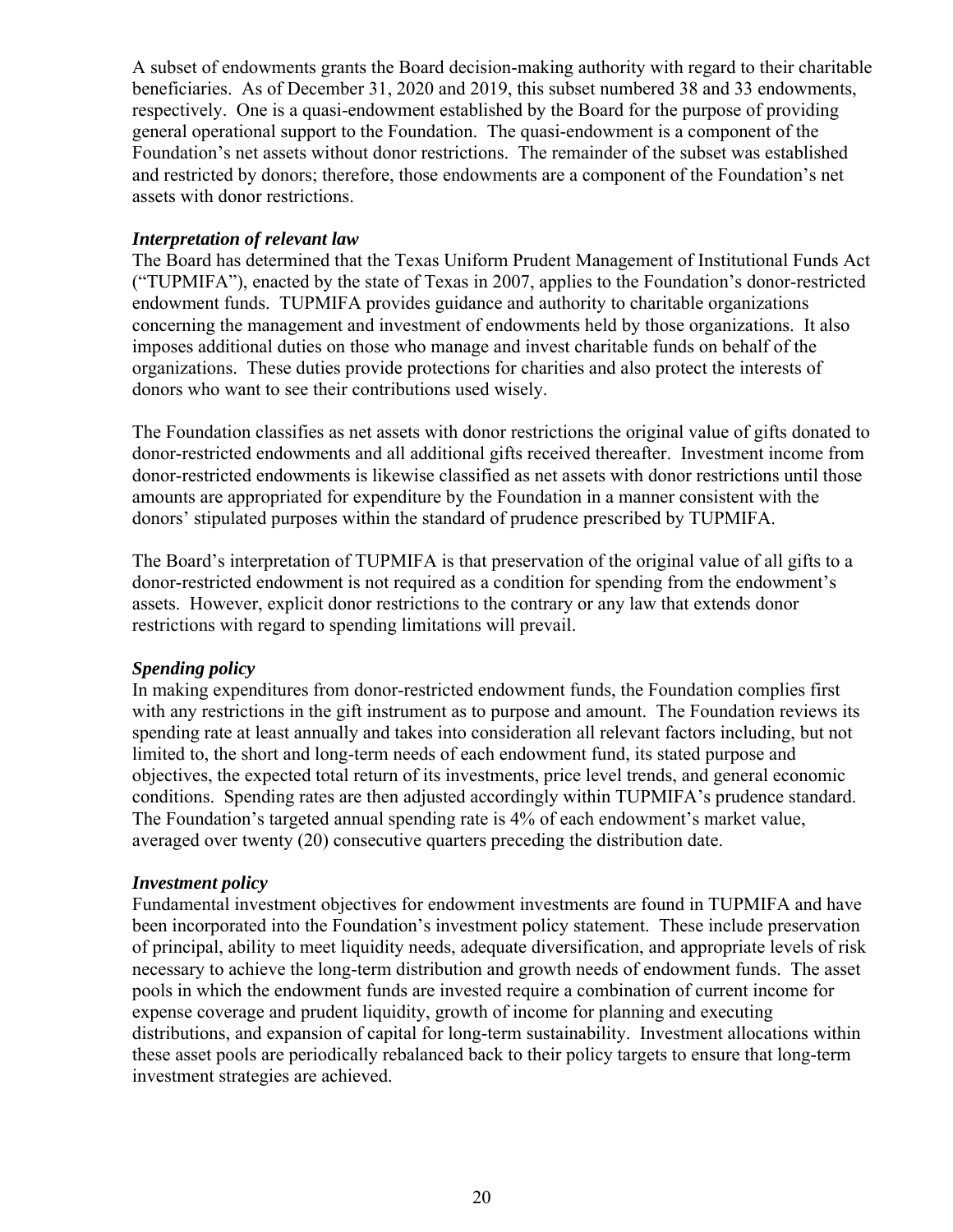A subset of endowments grants the Board decision-making authority with regard to their charitable beneficiaries. As of December 31, 2020 and 2019, this subset numbered 38 and 33 endowments, respectively. One is a quasi-endowment established by the Board for the purpose of providing general operational support to the Foundation. The quasi-endowment is a component of the Foundation's net assets without donor restrictions. The remainder of the subset was established and restricted by donors; therefore, those endowments are a component of the Foundation's net assets with donor restrictions.

***Interpretation of relevant law***

The Board has determined that the Texas Uniform Prudent Management of Institutional Funds Act ("TUPMIFA"), enacted by the state of Texas in 2007, applies to the Foundation's donor-restricted endowment funds. TUPMIFA provides guidance and authority to charitable organizations concerning the management and investment of endowments held by those organizations. It also imposes additional duties on those who manage and invest charitable funds on behalf of the organizations. These duties provide protections for charities and also protect the interests of donors who want to see their contributions used wisely.

The Foundation classifies as net assets with donor restrictions the original value of gifts donated to donor-restricted endowments and all additional gifts received thereafter. Investment income from donor-restricted endowments is likewise classified as net assets with donor restrictions until those amounts are appropriated for expenditure by the Foundation in a manner consistent with the donors' stipulated purposes within the standard of prudence prescribed by TUPMIFA.

The Board's interpretation of TUPMIFA is that preservation of the original value of all gifts to a donor-restricted endowment is not required as a condition for spending from the endowment's assets. However, explicit donor restrictions to the contrary or any law that extends donor restrictions with regard to spending limitations will prevail.

***Spending policy***

In making expenditures from donor-restricted endowment funds, the Foundation complies first with any restrictions in the gift instrument as to purpose and amount. The Foundation reviews its spending rate at least annually and takes into consideration all relevant factors including, but not limited to, the short and long-term needs of each endowment fund, its stated purpose and objectives, the expected total return of its investments, price level trends, and general economic conditions. Spending rates are then adjusted accordingly within TUPMIFA's prudence standard. The Foundation's targeted annual spending rate is 4% of each endowment's market value, averaged over twenty (20) consecutive quarters preceding the distribution date.

***Investment policy***

Fundamental investment objectives for endowment investments are found in TUPMIFA and have been incorporated into the Foundation's investment policy statement. These include preservation of principal, ability to meet liquidity needs, adequate diversification, and appropriate levels of risk necessary to achieve the long-term distribution and growth needs of endowment funds. The asset pools in which the endowment funds are invested require a combination of current income for expense coverage and prudent liquidity, growth of income for planning and executing distributions, and expansion of capital for long-term sustainability. Investment allocations within these asset pools are periodically rebalanced back to their policy targets to ensure that long-term investment strategies are achieved.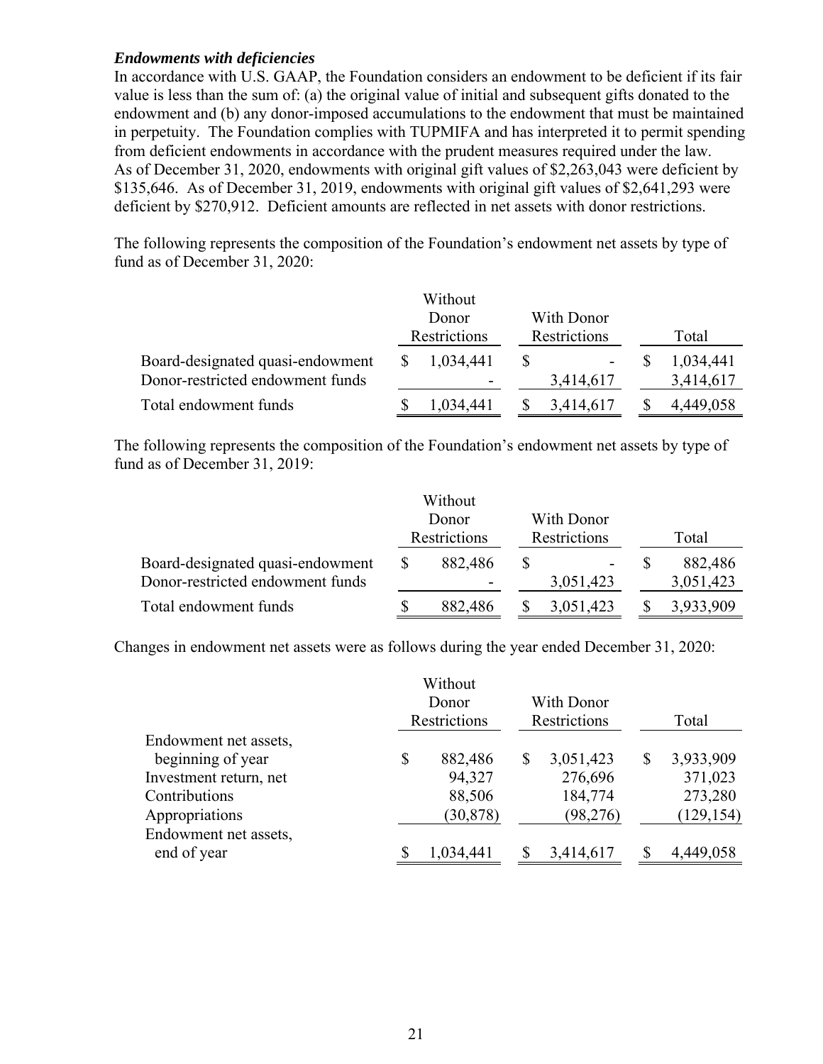***Endowments with deficiencies***

In accordance with U.S. GAAP, the Foundation considers an endowment to be deficient if its fair value is less than the sum of: (a) the original value of initial and subsequent gifts donated to the endowment and (b) any donor-imposed accumulations to the endowment that must be maintained in perpetuity. The Foundation complies with TUPMIFA and has interpreted it to permit spending from deficient endowments in accordance with the prudent measures required under the law. As of December 31, 2020, endowments with original gift values of $2,263,043 were deficient by $135,646. As of December 31, 2019, endowments with original gift values of $2,641,293 were deficient by $270,912. Deficient amounts are reflected in net assets with donor restrictions.

The following represents the composition of the Foundation's endowment net assets by type of fund as of December 31, 2020:

| | Without Donor Restrictions | With Donor Restrictions | Total |
|---|---|---|---|
| Board-designated quasi-endowment | $ 1,034,441 | $ - | $ 1,034,441 |
| Donor-restricted endowment funds | - | 3,414,617 | 3,414,617 |
| Total endowment funds | $ 1,034,441 | $ 3,414,617 | $ 4,449,058 |

The following represents the composition of the Foundation's endowment net assets by type of fund as of December 31, 2019:

| | Without Donor Restrictions | With Donor Restrictions | Total |
|---|---|---|---|
| Board-designated quasi-endowment | $ 882,486 | $ - | $ 882,486 |
| Donor-restricted endowment funds | - | 3,051,423 | 3,051,423 |
| Total endowment funds | $ 882,486 | $ 3,051,423 | $ 3,933,909 |

Changes in endowment net assets were as follows during the year ended December 31, 2020:

| | Without Donor Restrictions | With Donor Restrictions | Total |
|---|---|---|---|
| Endowment net assets, beginning of year | $ 882,486 | $ 3,051,423 | $ 3,933,909 |
| Investment return, net | 94,327 | 276,696 | 371,023 |
| Contributions | 88,506 | 184,774 | 273,280 |
| Appropriations | (30,878) | (98,276) | (129,154) |
| Endowment net assets, end of year | $ 1,034,441 | $ 3,414,617 | $ 4,449,058 |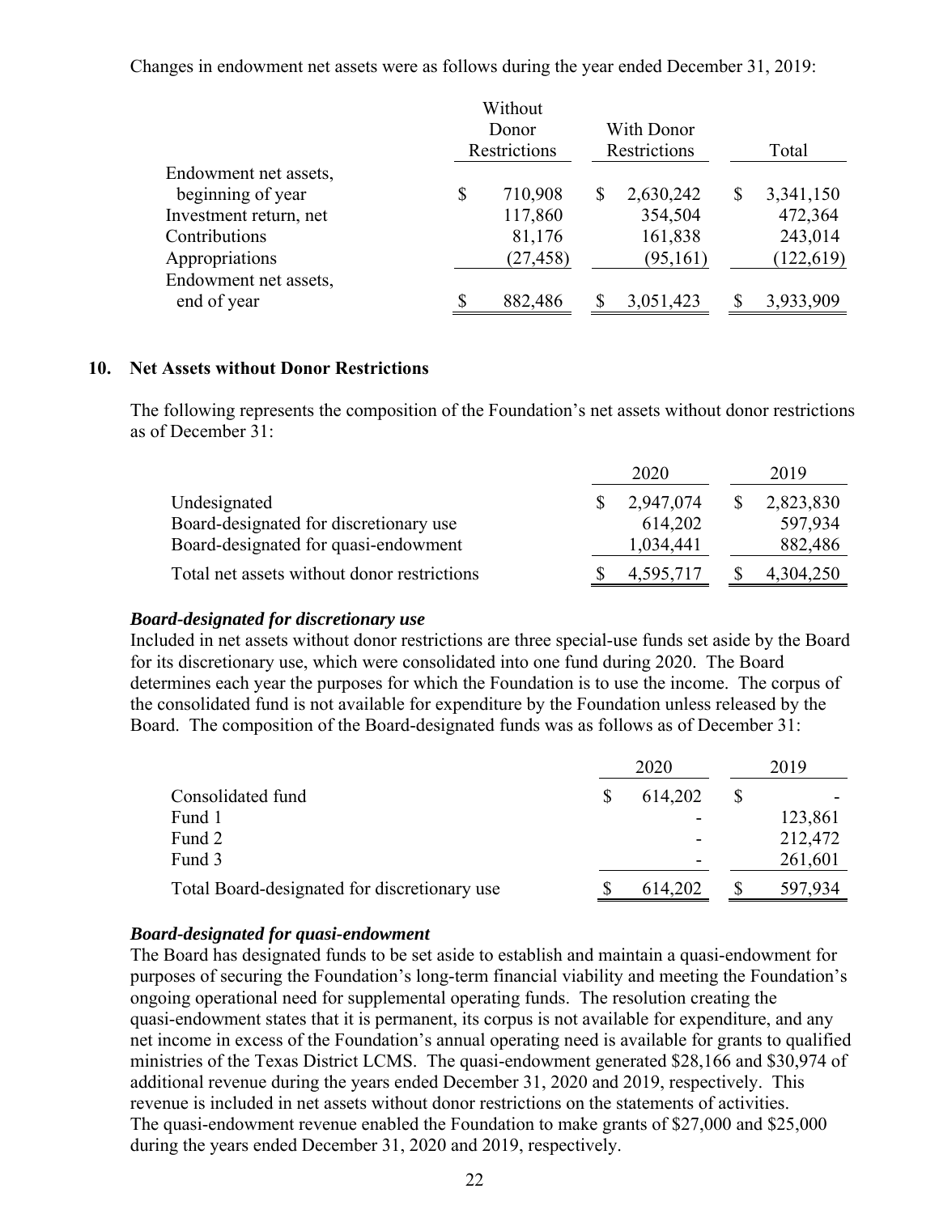Changes in endowment net assets were as follows during the year ended December 31, 2019:

| | Without Donor Restrictions | With Donor Restrictions | Total |
|---|---|---|---|
| Endowment net assets, beginning of year | $ 710,908 | $ 2,630,242 | $ 3,341,150 |
| Investment return, net | 117,860 | 354,504 | 472,364 |
| Contributions | 81,176 | 161,838 | 243,014 |
| Appropriations | (27,458) | (95,161) | (122,619) |
| Endowment net assets, end of year | $ 882,486 | $ 3,051,423 | $ 3,933,909 |

## 10. Net Assets without Donor Restrictions

The following represents the composition of the Foundation's net assets without donor restrictions as of December 31:

| | 2020 | 2019 |
|---|---|---|
| Undesignated | $ 2,947,074 | $ 2,823,830 |
| Board-designated for discretionary use | 614,202 | 597,934 |
| Board-designated for quasi-endowment | 1,034,441 | 882,486 |
| Total net assets without donor restrictions | $ 4,595,717 | $ 4,304,250 |

***Board-designated for discretionary use***

Included in net assets without donor restrictions are three special-use funds set aside by the Board for its discretionary use, which were consolidated into one fund during 2020. The Board determines each year the purposes for which the Foundation is to use the income. The corpus of the consolidated fund is not available for expenditure by the Foundation unless released by the Board. The composition of the Board-designated funds was as follows as of December 31:

| | 2020 | 2019 |
|---|---|---|
| Consolidated fund | $ 614,202 | $ - |
| Fund 1 | - | 123,861 |
| Fund 2 | - | 212,472 |
| Fund 3 | - | 261,601 |
| Total Board-designated for discretionary use | $ 614,202 | $ 597,934 |

***Board-designated for quasi-endowment***

The Board has designated funds to be set aside to establish and maintain a quasi-endowment for purposes of securing the Foundation's long-term financial viability and meeting the Foundation's ongoing operational need for supplemental operating funds. The resolution creating the quasi-endowment states that it is permanent, its corpus is not available for expenditure, and any net income in excess of the Foundation's annual operating need is available for grants to qualified ministries of the Texas District LCMS. The quasi-endowment generated $28,166 and $30,974 of additional revenue during the years ended December 31, 2020 and 2019, respectively. This revenue is included in net assets without donor restrictions on the statements of activities. The quasi-endowment revenue enabled the Foundation to make grants of $27,000 and $25,000 during the years ended December 31, 2020 and 2019, respectively.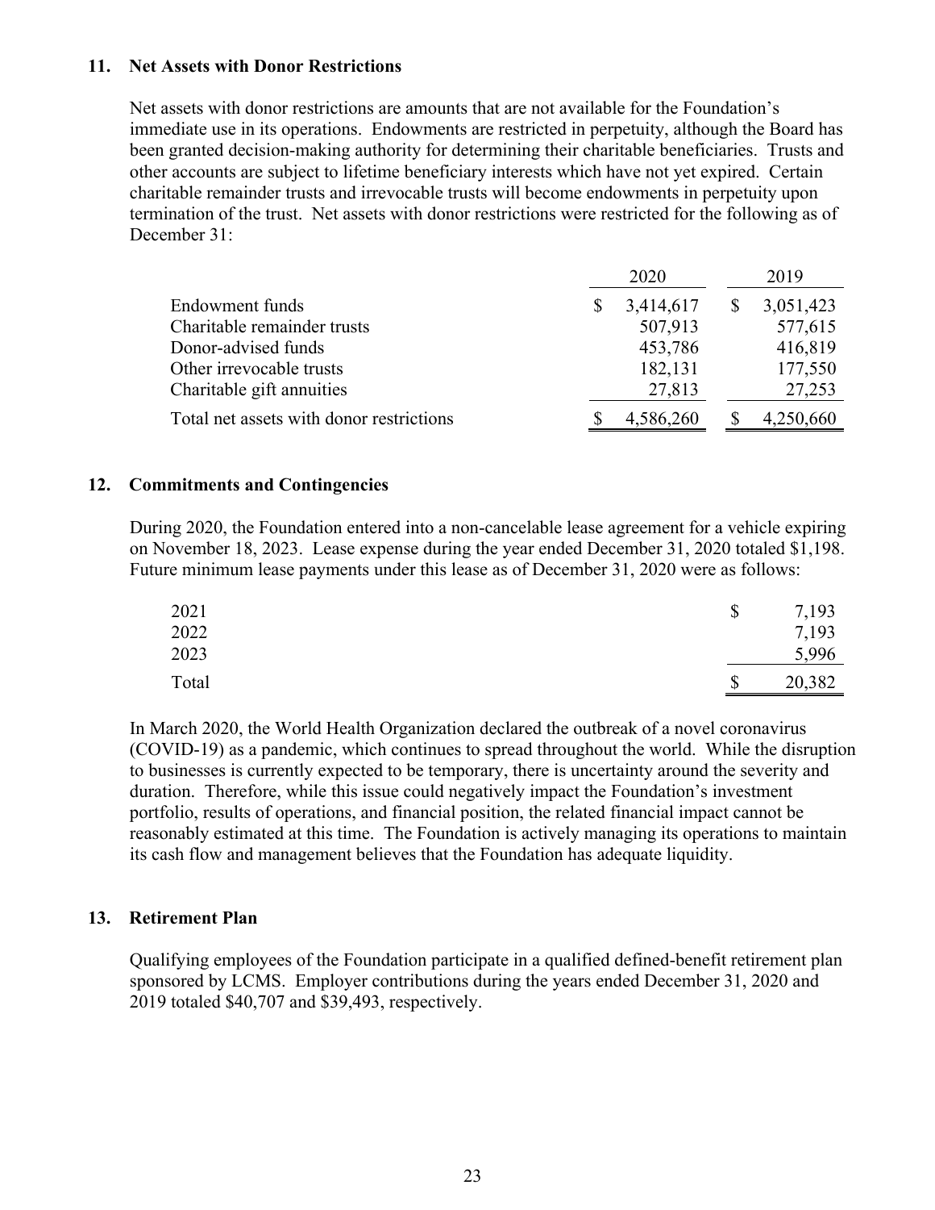## 11. Net Assets with Donor Restrictions

Net assets with donor restrictions are amounts that are not available for the Foundation's immediate use in its operations. Endowments are restricted in perpetuity, although the Board has been granted decision-making authority for determining their charitable beneficiaries. Trusts and other accounts are subject to lifetime beneficiary interests which have not yet expired. Certain charitable remainder trusts and irrevocable trusts will become endowments in perpetuity upon termination of the trust. Net assets with donor restrictions were restricted for the following as of December 31:

| | 2020 | 2019 |
|---|---|---|
| Endowment funds | $ 3,414,617 | $ 3,051,423 |
| Charitable remainder trusts | 507,913 | 577,615 |
| Donor-advised funds | 453,786 | 416,819 |
| Other irrevocable trusts | 182,131 | 177,550 |
| Charitable gift annuities | 27,813 | 27,253 |
| Total net assets with donor restrictions | $ 4,586,260 | $ 4,250,660 |

## 12. Commitments and Contingencies

During 2020, the Foundation entered into a non-cancelable lease agreement for a vehicle expiring on November 18, 2023. Lease expense during the year ended December 31, 2020 totaled $1,198. Future minimum lease payments under this lease as of December 31, 2020 were as follows:

| | |
|---|---|
| 2021 | $ 7,193 |
| 2022 | 7,193 |
| 2023 | 5,996 |
| Total | $ 20,382 |

In March 2020, the World Health Organization declared the outbreak of a novel coronavirus (COVID-19) as a pandemic, which continues to spread throughout the world. While the disruption to businesses is currently expected to be temporary, there is uncertainty around the severity and duration. Therefore, while this issue could negatively impact the Foundation's investment portfolio, results of operations, and financial position, the related financial impact cannot be reasonably estimated at this time. The Foundation is actively managing its operations to maintain its cash flow and management believes that the Foundation has adequate liquidity.

## 13. Retirement Plan

Qualifying employees of the Foundation participate in a qualified defined-benefit retirement plan sponsored by LCMS. Employer contributions during the years ended December 31, 2020 and 2019 totaled $40,707 and $39,493, respectively.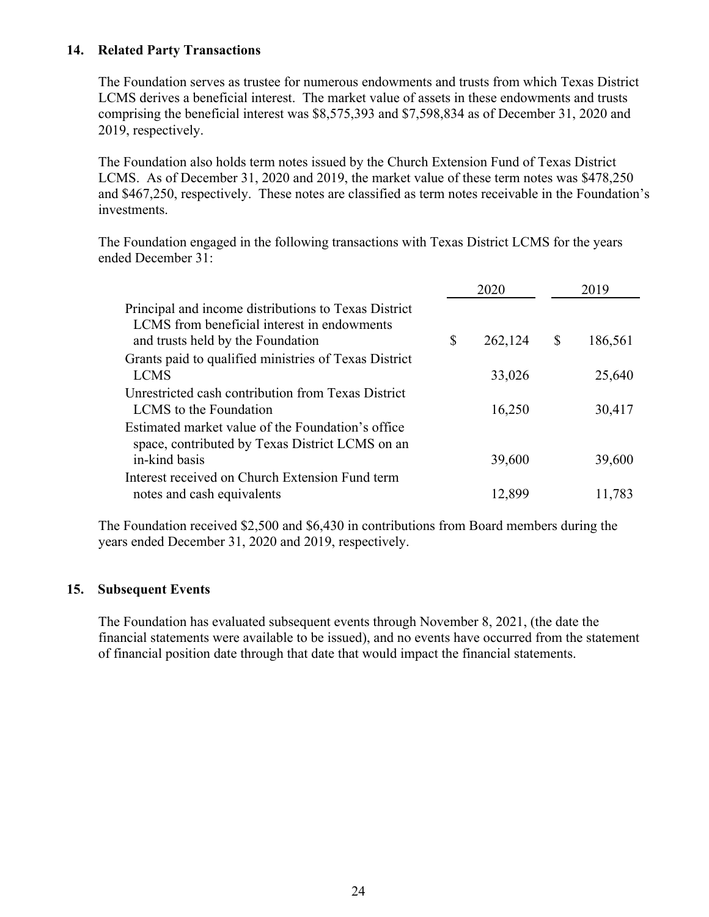## 14. Related Party Transactions

The Foundation serves as trustee for numerous endowments and trusts from which Texas District LCMS derives a beneficial interest. The market value of assets in these endowments and trusts comprising the beneficial interest was $8,575,393 and $7,598,834 as of December 31, 2020 and 2019, respectively.

The Foundation also holds term notes issued by the Church Extension Fund of Texas District LCMS. As of December 31, 2020 and 2019, the market value of these term notes was $478,250 and $467,250, respectively. These notes are classified as term notes receivable in the Foundation's investments.

The Foundation engaged in the following transactions with Texas District LCMS for the years ended December 31:

| | 2020 | 2019 |
|---|---|---|
| Principal and income distributions to Texas District LCMS from beneficial interest in endowments and trusts held by the Foundation | $ 262,124 | $ 186,561 |
| Grants paid to qualified ministries of Texas District LCMS | 33,026 | 25,640 |
| Unrestricted cash contribution from Texas District LCMS to the Foundation | 16,250 | 30,417 |
| Estimated market value of the Foundation's office space, contributed by Texas District LCMS on an in-kind basis | 39,600 | 39,600 |
| Interest received on Church Extension Fund term notes and cash equivalents | 12,899 | 11,783 |

The Foundation received $2,500 and $6,430 in contributions from Board members during the years ended December 31, 2020 and 2019, respectively.

## 15. Subsequent Events

The Foundation has evaluated subsequent events through November 8, 2021, (the date the financial statements were available to be issued), and no events have occurred from the statement of financial position date through that date that would impact the financial statements.